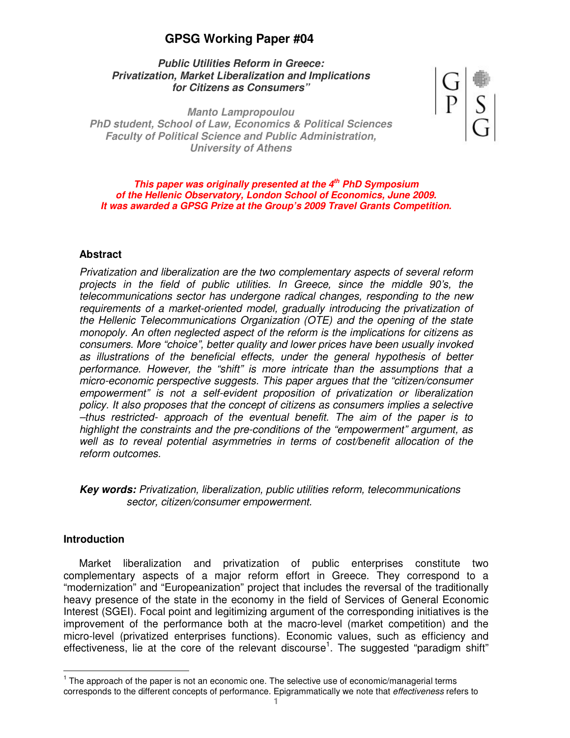# GPSG Working Paper #04

***Public Utilities Reform in Greece: Privatization, Market Liberalization and Implications for Citizens as Consumers"***

***Manto Lampropoulou***
***PhD student, School of Law, Economics & Political Sciences***
***Faculty of Political Science and Public Administration,***
***University of Athens***

***This paper was originally presented at the 4th PhD Symposium of the Hellenic Observatory, London School of Economics, June 2009. It was awarded a GPSG Prize at the Group's 2009 Travel Grants Competition.***

## Abstract

*Privatization and liberalization are the two complementary aspects of several reform projects in the field of public utilities. In Greece, since the middle 90's, the telecommunications sector has undergone radical changes, responding to the new requirements of a market-oriented model, gradually introducing the privatization of the Hellenic Telecommunications Organization (OTE) and the opening of the state monopoly. An often neglected aspect of the reform is the implications for citizens as consumers. More "choice", better quality and lower prices have been usually invoked as illustrations of the beneficial effects, under the general hypothesis of better performance. However, the "shift" is more intricate than the assumptions that a micro-economic perspective suggests. This paper argues that the "citizen/consumer empowerment" is not a self-evident proposition of privatization or liberalization policy. It also proposes that the concept of citizens as consumers implies a selective –thus restricted- approach of the eventual benefit. The aim of the paper is to highlight the constraints and the pre-conditions of the "empowerment" argument, as well as to reveal potential asymmetries in terms of cost/benefit allocation of the reform outcomes.*

***Key words:*** *Privatization, liberalization, public utilities reform, telecommunications sector, citizen/consumer empowerment.*

## Introduction

Market liberalization and privatization of public enterprises constitute two complementary aspects of a major reform effort in Greece. They correspond to a "modernization" and "Europeanization" project that includes the reversal of the traditionally heavy presence of the state in the economy in the field of Services of General Economic Interest (SGEI). Focal point and legitimizing argument of the corresponding initiatives is the improvement of the performance both at the macro-level (market competition) and the micro-level (privatized enterprises functions). Economic values, such as efficiency and effectiveness, lie at the core of the relevant discourse[1]. The suggested "paradigm shift"

[1] The approach of the paper is not an economic one. The selective use of economic/managerial terms corresponds to the different concepts of performance. Epigrammatically we note that *effectiveness* refers to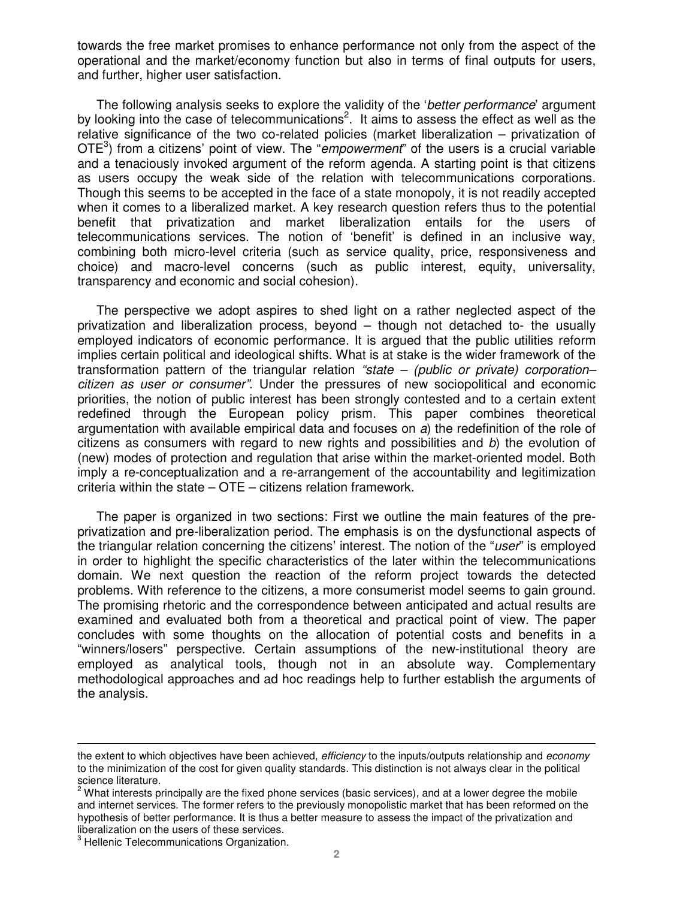towards the free market promises to enhance performance not only from the aspect of the operational and the market/economy function but also in terms of final outputs for users, and further, higher user satisfaction.

The following analysis seeks to explore the validity of the '*better performance*' argument by looking into the case of telecommunications[2]. It aims to assess the effect as well as the relative significance of the two co-related policies (market liberalization – privatization of OTE[3]) from a citizens' point of view. The "*empowerment*" of the users is a crucial variable and a tenaciously invoked argument of the reform agenda. A starting point is that citizens as users occupy the weak side of the relation with telecommunications corporations. Though this seems to be accepted in the face of a state monopoly, it is not readily accepted when it comes to a liberalized market. A key research question refers thus to the potential benefit that privatization and market liberalization entails for the users of telecommunications services. The notion of 'benefit' is defined in an inclusive way, combining both micro-level criteria (such as service quality, price, responsiveness and choice) and macro-level concerns (such as public interest, equity, universality, transparency and economic and social cohesion).

The perspective we adopt aspires to shed light on a rather neglected aspect of the privatization and liberalization process, beyond – though not detached to- the usually employed indicators of economic performance. It is argued that the public utilities reform implies certain political and ideological shifts. What is at stake is the wider framework of the transformation pattern of the triangular relation *"state – (public or private) corporation– citizen as user or consumer"*. Under the pressures of new sociopolitical and economic priorities, the notion of public interest has been strongly contested and to a certain extent redefined through the European policy prism. This paper combines theoretical argumentation with available empirical data and focuses on *a*) the redefinition of the role of citizens as consumers with regard to new rights and possibilities and *b*) the evolution of (new) modes of protection and regulation that arise within the market-oriented model. Both imply a re-conceptualization and a re-arrangement of the accountability and legitimization criteria within the state – OTE – citizens relation framework.

The paper is organized in two sections: First we outline the main features of the pre-privatization and pre-liberalization period. The emphasis is on the dysfunctional aspects of the triangular relation concerning the citizens' interest. The notion of the "*user*" is employed in order to highlight the specific characteristics of the later within the telecommunications domain. We next question the reaction of the reform project towards the detected problems. With reference to the citizens, a more consumerist model seems to gain ground. The promising rhetoric and the correspondence between anticipated and actual results are examined and evaluated both from a theoretical and practical point of view. The paper concludes with some thoughts on the allocation of potential costs and benefits in a "winners/losers" perspective. Certain assumptions of the new-institutional theory are employed as analytical tools, though not in an absolute way. Complementary methodological approaches and ad hoc readings help to further establish the arguments of the analysis.

---

the extent to which objectives have been achieved, *efficiency* to the inputs/outputs relationship and *economy* to the minimization of the cost for given quality standards. This distinction is not always clear in the political science literature.

[2] What interests principally are the fixed phone services (basic services), and at a lower degree the mobile and internet services. The former refers to the previously monopolistic market that has been reformed on the hypothesis of better performance. It is thus a better measure to assess the impact of the privatization and liberalization on the users of these services.

[3] Hellenic Telecommunications Organization.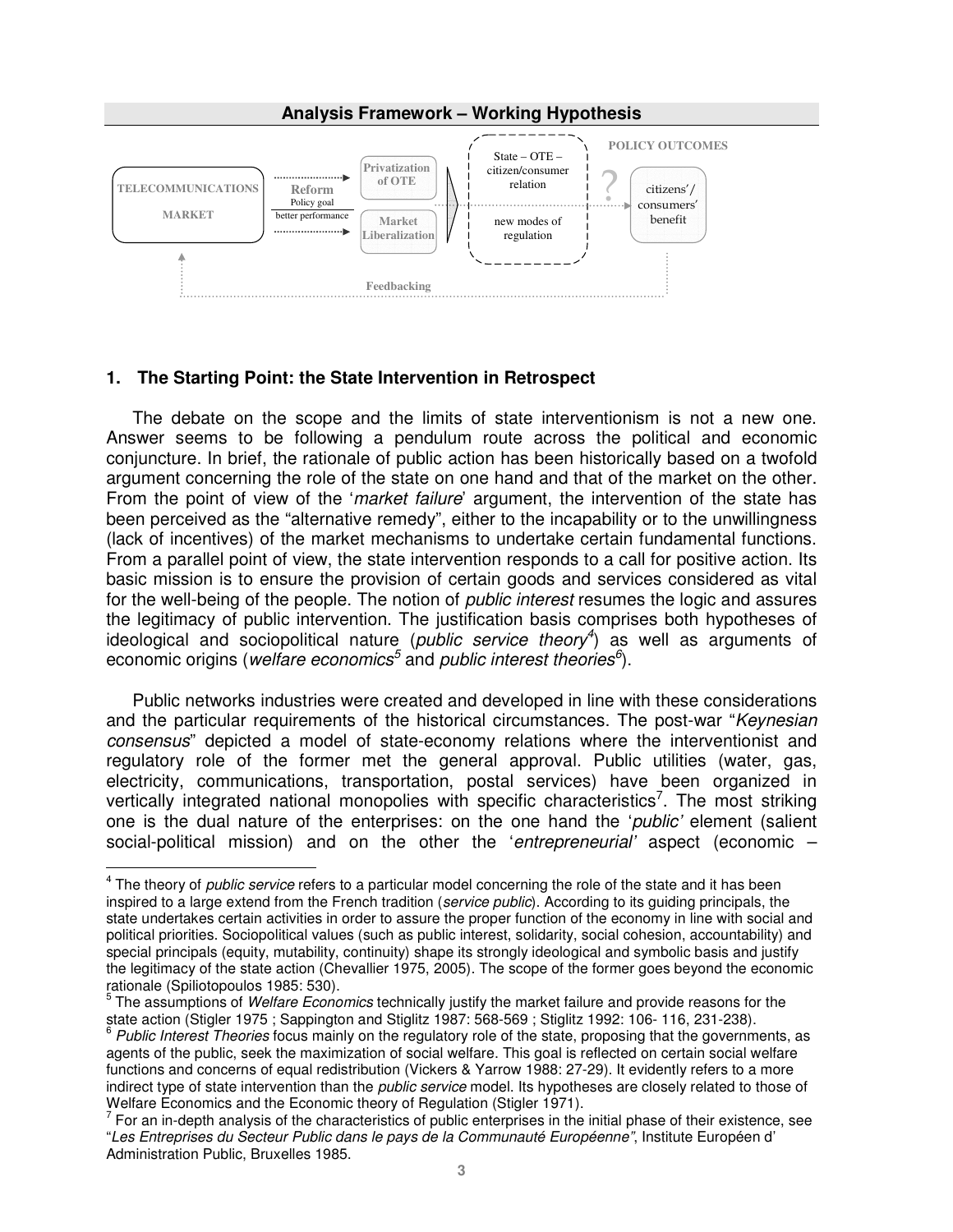**Analysis Framework – Working Hypothesis**

TELECOMMUNICATIONS MARKET

Reform
Policy goal
better performance

Privatization of OTE

Market Liberalization

State – OTE – citizen/consumer relation

new modes of regulation

?

POLICY OUTCOMES

citizens'/ consumers' benefit

Feedbacking

## 1. The Starting Point: the State Intervention in Retrospect

The debate on the scope and the limits of state interventionism is not a new one. Answer seems to be following a pendulum route across the political and economic conjuncture. In brief, the rationale of public action has been historically based on a twofold argument concerning the role of the state on one hand and that of the market on the other. From the point of view of the '*market failure*' argument, the intervention of the state has been perceived as the "alternative remedy", either to the incapability or to the unwillingness (lack of incentives) of the market mechanisms to undertake certain fundamental functions. From a parallel point of view, the state intervention responds to a call for positive action. Its basic mission is to ensure the provision of certain goods and services considered as vital for the well-being of the people. The notion of *public interest* resumes the logic and assures the legitimacy of public intervention. The justification basis comprises both hypotheses of ideological and sociopolitical nature (*public service theory*[4]) as well as arguments of economic origins (*welfare economics*[5] and *public interest theories*[6]).

Public networks industries were created and developed in line with these considerations and the particular requirements of the historical circumstances. The post-war "*Keynesian consensus*" depicted a model of state-economy relations where the interventionist and regulatory role of the former met the general approval. Public utilities (water, gas, electricity, communications, transportation, postal services) have been organized in vertically integrated national monopolies with specific characteristics[7]. The most striking one is the dual nature of the enterprises: on the one hand the '*public'* element (salient social-political mission) and on the other the '*entrepreneurial'* aspect (economic –

---

[4] The theory of *public service* refers to a particular model concerning the role of the state and it has been inspired to a large extend from the French tradition (*service public*). According to its guiding principals, the state undertakes certain activities in order to assure the proper function of the economy in line with social and political priorities. Sociopolitical values (such as public interest, solidarity, social cohesion, accountability) and special principals (equity, mutability, continuity) shape its strongly ideological and symbolic basis and justify the legitimacy of the state action (Chevallier 1975, 2005). The scope of the former goes beyond the economic rationale (Spiliotopoulos 1985: 530).

[5] The assumptions of *Welfare Economics* technically justify the market failure and provide reasons for the state action (Stigler 1975 ; Sappington and Stiglitz 1987: 568-569 ; Stiglitz 1992: 106- 116, 231-238).

[6] *Public Interest Theories* focus mainly on the regulatory role of the state, proposing that the governments, as agents of the public, seek the maximization of social welfare. This goal is reflected on certain social welfare functions and concerns of equal redistribution (Vickers & Yarrow 1988: 27-29). It evidently refers to a more indirect type of state intervention than the *public service* model. Its hypotheses are closely related to those of Welfare Economics and the Economic theory of Regulation (Stigler 1971).

[7] For an in-depth analysis of the characteristics of public enterprises in the initial phase of their existence, see "*Les Entreprises du Secteur Public dans le pays de la Communauté Européenne"*, Institute Européen d' Administration Public, Bruxelles 1985.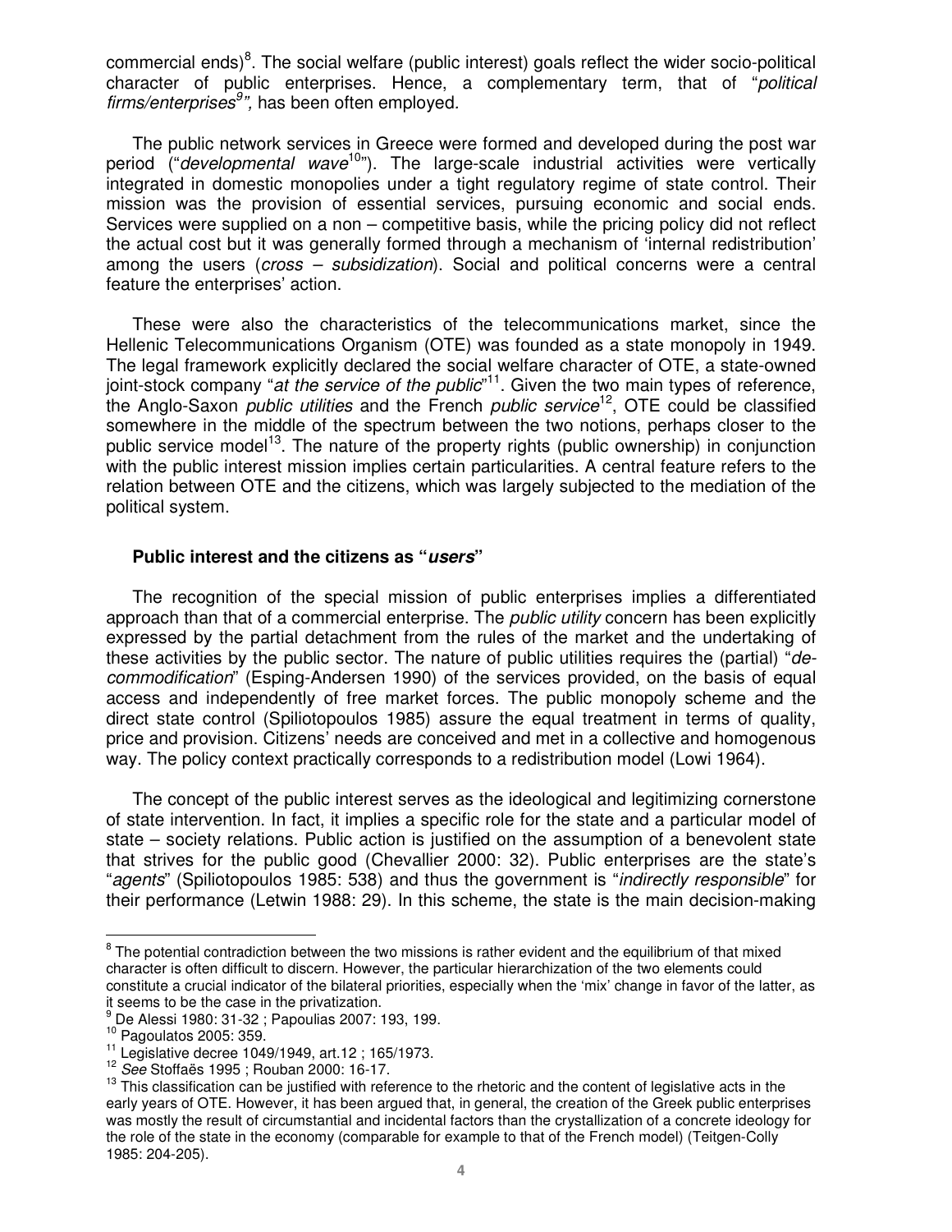commercial ends)[8]. The social welfare (public interest) goals reflect the wider socio-political character of public enterprises. Hence, a complementary term, that of "*political firms/enterprises*[9]*"*, has been often employed.

The public network services in Greece were formed and developed during the post war period ("*developmental wave*[10]"). The large-scale industrial activities were vertically integrated in domestic monopolies under a tight regulatory regime of state control. Their mission was the provision of essential services, pursuing economic and social ends. Services were supplied on a non – competitive basis, while the pricing policy did not reflect the actual cost but it was generally formed through a mechanism of 'internal redistribution' among the users (*cross – subsidization*). Social and political concerns were a central feature the enterprises' action.

These were also the characteristics of the telecommunications market, since the Hellenic Telecommunications Organism (OTE) was founded as a state monopoly in 1949. The legal framework explicitly declared the social welfare character of OTE, a state-owned joint-stock company "*at the service of the public*"[11]. Given the two main types of reference, the Anglo-Saxon *public utilities* and the French *public service*[12], OTE could be classified somewhere in the middle of the spectrum between the two notions, perhaps closer to the public service model[13]. The nature of the property rights (public ownership) in conjunction with the public interest mission implies certain particularities. A central feature refers to the relation between OTE and the citizens, which was largely subjected to the mediation of the political system.

### Public interest and the citizens as "*users*"

The recognition of the special mission of public enterprises implies a differentiated approach than that of a commercial enterprise. The *public utility* concern has been explicitly expressed by the partial detachment from the rules of the market and the undertaking of these activities by the public sector. The nature of public utilities requires the (partial) "*de-commodification*" (Esping-Andersen 1990) of the services provided, on the basis of equal access and independently of free market forces. The public monopoly scheme and the direct state control (Spiliotopoulos 1985) assure the equal treatment in terms of quality, price and provision. Citizens' needs are conceived and met in a collective and homogenous way. The policy context practically corresponds to a redistribution model (Lowi 1964).

The concept of the public interest serves as the ideological and legitimizing cornerstone of state intervention. In fact, it implies a specific role for the state and a particular model of state – society relations. Public action is justified on the assumption of a benevolent state that strives for the public good (Chevallier 2000: 32). Public enterprises are the state's "*agents*" (Spiliotopoulos 1985: 538) and thus the government is "*indirectly responsible*" for their performance (Letwin 1988: 29). In this scheme, the state is the main decision-making

---

[8] The potential contradiction between the two missions is rather evident and the equilibrium of that mixed character is often difficult to discern. However, the particular hierarchization of the two elements could constitute a crucial indicator of the bilateral priorities, especially when the 'mix' change in favor of the latter, as it seems to be the case in the privatization.

[9] De Alessi 1980: 31-32 ; Papoulias 2007: 193, 199.

[10] Pagoulatos 2005: 359.

[11] Legislative decree 1049/1949, art.12 ; 165/1973.

[12] *See* Stoffaës 1995 ; Rouban 2000: 16-17.

[13] This classification can be justified with reference to the rhetoric and the content of legislative acts in the early years of OTE. However, it has been argued that, in general, the creation of the Greek public enterprises was mostly the result of circumstantial and incidental factors than the crystallization of a concrete ideology for the role of the state in the economy (comparable for example to that of the French model) (Teitgen-Colly 1985: 204-205).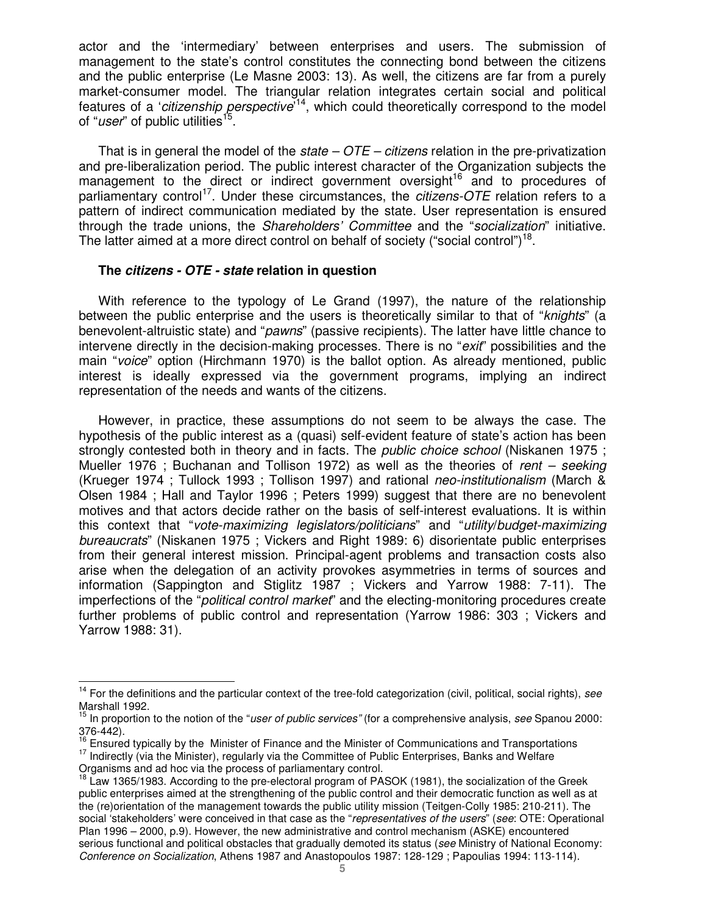actor and the 'intermediary' between enterprises and users. The submission of management to the state's control constitutes the connecting bond between the citizens and the public enterprise (Le Masne 2003: 13). As well, the citizens are far from a purely market-consumer model. The triangular relation integrates certain social and political features of a '*citizenship perspective*'[14], which could theoretically correspond to the model of "*user*" of public utilities[15].

That is in general the model of the *state – OTE – citizens* relation in the pre-privatization and pre-liberalization period. The public interest character of the Organization subjects the management to the direct or indirect government oversight[16] and to procedures of parliamentary control[17]. Under these circumstances, the *citizens-OTE* relation refers to a pattern of indirect communication mediated by the state. User representation is ensured through the trade unions, the *Shareholders' Committee* and the "*socialization*" initiative. The latter aimed at a more direct control on behalf of society ("social control")[18].

**The *citizens - OTE - state* relation in question**

With reference to the typology of Le Grand (1997), the nature of the relationship between the public enterprise and the users is theoretically similar to that of "*knights*" (a benevolent-altruistic state) and "*pawns*" (passive recipients). The latter have little chance to intervene directly in the decision-making processes. There is no "*exit*" possibilities and the main "*voice*" option (Hirchmann 1970) is the ballot option. As already mentioned, public interest is ideally expressed via the government programs, implying an indirect representation of the needs and wants of the citizens.

However, in practice, these assumptions do not seem to be always the case. The hypothesis of the public interest as a (quasi) self-evident feature of state's action has been strongly contested both in theory and in facts. The *public choice school* (Niskanen 1975 ; Mueller 1976 ; Buchanan and Tollison 1972) as well as the theories of *rent – seeking* (Krueger 1974 ; Tullock 1993 ; Tollison 1997) and rational *neo-institutionalism* (March & Olsen 1984 ; Hall and Taylor 1996 ; Peters 1999) suggest that there are no benevolent motives and that actors decide rather on the basis of self-interest evaluations. It is within this context that "*vote-maximizing legislators/politicians*" and "*utility/budget-maximizing bureaucrats*" (Niskanen 1975 ; Vickers and Right 1989: 6) disorientate public enterprises from their general interest mission. Principal-agent problems and transaction costs also arise when the delegation of an activity provokes asymmetries in terms of sources and information (Sappington and Stiglitz 1987 ; Vickers and Yarrow 1988: 7-11). The imperfections of the "*political control market*" and the electing-monitoring procedures create further problems of public control and representation (Yarrow 1986: 303 ; Vickers and Yarrow 1988: 31).

---

[14] For the definitions and the particular context of the tree-fold categorization (civil, political, social rights), *see* Marshall 1992.

[15] In proportion to the notion of the "*user of public services"* (for a comprehensive analysis, *see* Spanou 2000: 376-442).

[16] Ensured typically by the Minister of Finance and the Minister of Communications and Transportations

[17] Indirectly (via the Minister), regularly via the Committee of Public Enterprises, Banks and Welfare Organisms and ad hoc via the process of parliamentary control.

[18] Law 1365/1983. According to the pre-electoral program of PASOK (1981), the socialization of the Greek public enterprises aimed at the strengthening of the public control and their democratic function as well as at the (re)orientation of the management towards the public utility mission (Teitgen-Colly 1985: 210-211). The social 'stakeholders' were conceived in that case as the "*representatives of the users*" (*see*: OTE: Operational Plan 1996 – 2000, p.9). However, the new administrative and control mechanism (ASKE) encountered serious functional and political obstacles that gradually demoted its status (*see* Ministry of National Economy: *Conference on Socialization*, Athens 1987 and Anastopoulos 1987: 128-129 ; Papoulias 1994: 113-114).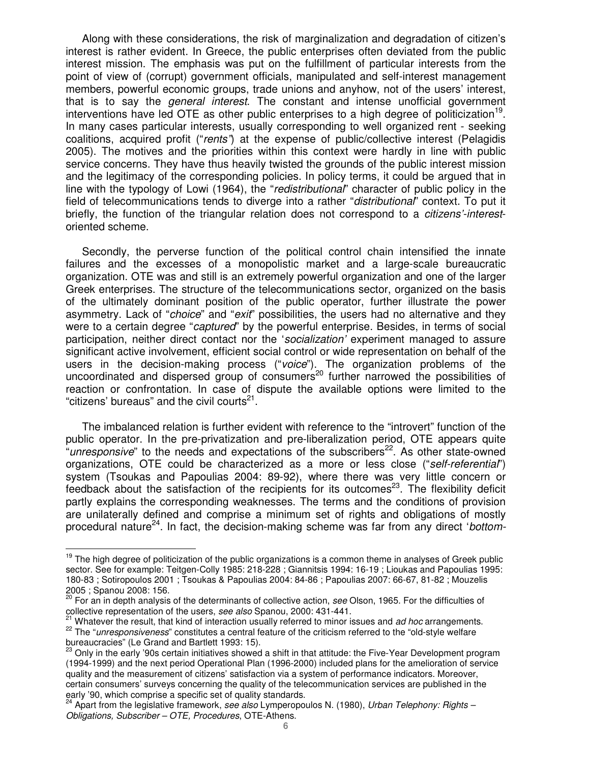Along with these considerations, the risk of marginalization and degradation of citizen's interest is rather evident. In Greece, the public enterprises often deviated from the public interest mission. The emphasis was put on the fulfillment of particular interests from the point of view of (corrupt) government officials, manipulated and self-interest management members, powerful economic groups, trade unions and anyhow, not of the users' interest, that is to say the *general interest*. The constant and intense unofficial government interventions have led OTE as other public enterprises to a high degree of politicization[19]. In many cases particular interests, usually corresponding to well organized rent - seeking coalitions, acquired profit ("*rents*") at the expense of public/collective interest (Pelagidis 2005). The motives and the priorities within this context were hardly in line with public service concerns. They have thus heavily twisted the grounds of the public interest mission and the legitimacy of the corresponding policies. In policy terms, it could be argued that in line with the typology of Lowi (1964), the "*redistributional*" character of public policy in the field of telecommunications tends to diverge into a rather "*distributional*" context. To put it briefly, the function of the triangular relation does not correspond to a *citizens'-interest*-oriented scheme.

Secondly, the perverse function of the political control chain intensified the innate failures and the excesses of a monopolistic market and a large-scale bureaucratic organization. OTE was and still is an extremely powerful organization and one of the larger Greek enterprises. The structure of the telecommunications sector, organized on the basis of the ultimately dominant position of the public operator, further illustrate the power asymmetry. Lack of "*choice*" and "*exit*" possibilities, the users had no alternative and they were to a certain degree "*captured*" by the powerful enterprise. Besides, in terms of social participation, neither direct contact nor the '*socialization'* experiment managed to assure significant active involvement, efficient social control or wide representation on behalf of the users in the decision-making process ("*voice*"). The organization problems of the uncoordinated and dispersed group of consumers[20] further narrowed the possibilities of reaction or confrontation. In case of dispute the available options were limited to the "citizens' bureaus" and the civil courts[21].

The imbalanced relation is further evident with reference to the "introvert" function of the public operator. In the pre-privatization and pre-liberalization period, OTE appears quite "*unresponsive*" to the needs and expectations of the subscribers[22]. As other state-owned organizations, OTE could be characterized as a more or less close ("*self-referential*") system (Tsoukas and Papoulias 2004: 89-92), where there was very little concern or feedback about the satisfaction of the recipients for its outcomes[23]. The flexibility deficit partly explains the corresponding weaknesses. The terms and the conditions of provision are unilaterally defined and comprise a minimum set of rights and obligations of mostly procedural nature[24]. In fact, the decision-making scheme was far from any direct '*bottom-*

---

[19] The high degree of politicization of the public organizations is a common theme in analyses of Greek public sector. See for example: Teitgen-Colly 1985: 218-228 ; Giannitsis 1994: 16-19 ; Lioukas and Papoulias 1995: 180-83 ; Sotiropoulos 2001 ; Tsoukas & Papoulias 2004: 84-86 ; Papoulias 2007: 66-67, 81-82 ; Mouzelis 2005 ; Spanou 2008: 156.

[20] For an in depth analysis of the determinants of collective action, *see* Olson, 1965. For the difficulties of collective representation of the users, *see also* Spanou, 2000: 431-441.

[21] Whatever the result, that kind of interaction usually referred to minor issues and *ad hoc* arrangements.

[22] The "*unresponsiveness*" constitutes a central feature of the criticism referred to the "old-style welfare bureaucracies" (Le Grand and Bartlett 1993: 15).

[23] Only in the early '90s certain initiatives showed a shift in that attitude: the Five-Year Development program (1994-1999) and the next period Operational Plan (1996-2000) included plans for the amelioration of service quality and the measurement of citizens' satisfaction via a system of performance indicators. Moreover, certain consumers' surveys concerning the quality of the telecommunication services are published in the early '90, which comprise a specific set of quality standards.

[24] Apart from the legislative framework, *see also* Lymperopoulos N. (1980), *Urban Telephony: Rights – Obligations, Subscriber – OTE, Procedures*, OTE-Athens.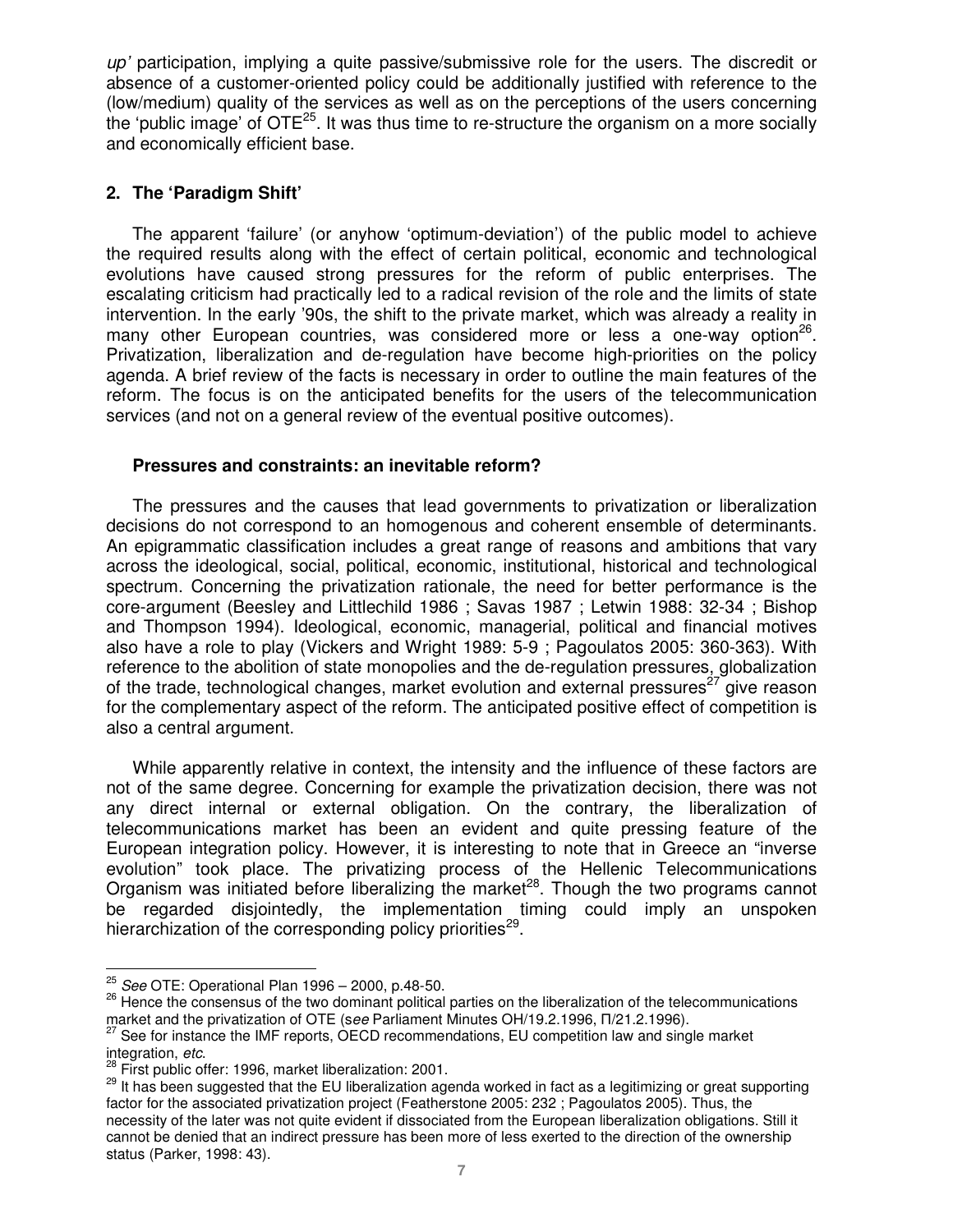*up'* participation, implying a quite passive/submissive role for the users. The discredit or absence of a customer-oriented policy could be additionally justified with reference to the (low/medium) quality of the services as well as on the perceptions of the users concerning the 'public image' of OTE[25]. It was thus time to re-structure the organism on a more socially and economically efficient base.

## 2. The 'Paradigm Shift'

The apparent 'failure' (or anyhow 'optimum-deviation') of the public model to achieve the required results along with the effect of certain political, economic and technological evolutions have caused strong pressures for the reform of public enterprises. The escalating criticism had practically led to a radical revision of the role and the limits of state intervention. In the early '90s, the shift to the private market, which was already a reality in many other European countries, was considered more or less a one-way option[26]. Privatization, liberalization and de-regulation have become high-priorities on the policy agenda. A brief review of the facts is necessary in order to outline the main features of the reform. The focus is on the anticipated benefits for the users of the telecommunication services (and not on a general review of the eventual positive outcomes).

### Pressures and constraints: an inevitable reform?

The pressures and the causes that lead governments to privatization or liberalization decisions do not correspond to an homogenous and coherent ensemble of determinants. An epigrammatic classification includes a great range of reasons and ambitions that vary across the ideological, social, political, economic, institutional, historical and technological spectrum. Concerning the privatization rationale, the need for better performance is the core-argument (Beesley and Littlechild 1986 ; Savas 1987 ; Letwin 1988: 32-34 ; Bishop and Thompson 1994). Ideological, economic, managerial, political and financial motives also have a role to play (Vickers and Wright 1989: 5-9 ; Pagoulatos 2005: 360-363). With reference to the abolition of state monopolies and the de-regulation pressures, globalization of the trade, technological changes, market evolution and external pressures[27] give reason for the complementary aspect of the reform. The anticipated positive effect of competition is also a central argument.

While apparently relative in context, the intensity and the influence of these factors are not of the same degree. Concerning for example the privatization decision, there was not any direct internal or external obligation. On the contrary, the liberalization of telecommunications market has been an evident and quite pressing feature of the European integration policy. However, it is interesting to note that in Greece an "inverse evolution" took place. The privatizing process of the Hellenic Telecommunications Organism was initiated before liberalizing the market[28]. Though the two programs cannot be regarded disjointedly, the implementation timing could imply an unspoken hierarchization of the corresponding policy priorities[29].

---

[25] *See* OTE: Operational Plan 1996 – 2000, p.48-50.

[26] Hence the consensus of the two dominant political parties on the liberalization of the telecommunications market and the privatization of OTE (*see* Parliament Minutes ΟΗ/19.2.1996, Π/21.2.1996).

[27] See for instance the IMF reports, OECD recommendations, EU competition law and single market integration, *etc*.

[28] First public offer: 1996, market liberalization: 2001.

[29] It has been suggested that the EU liberalization agenda worked in fact as a legitimizing or great supporting factor for the associated privatization project (Featherstone 2005: 232 ; Pagoulatos 2005). Thus, the necessity of the later was not quite evident if dissociated from the European liberalization obligations. Still it cannot be denied that an indirect pressure has been more of less exerted to the direction of the ownership status (Parker, 1998: 43).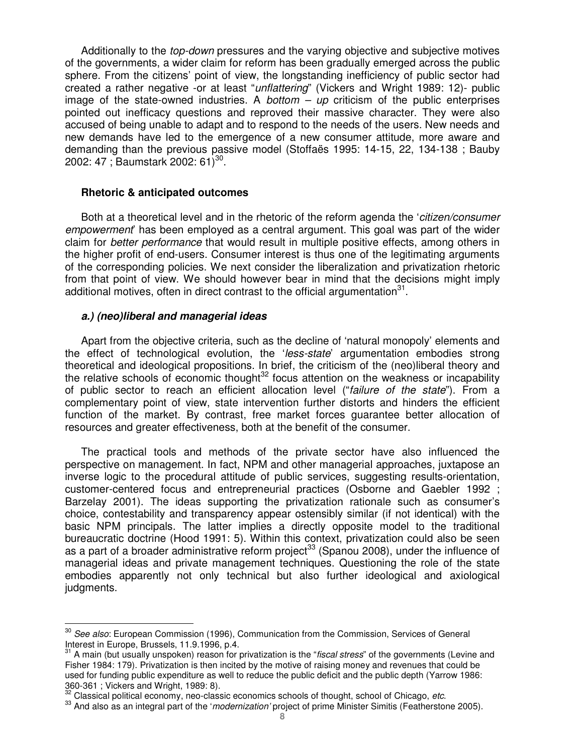Additionally to the *top-down* pressures and the varying objective and subjective motives of the governments, a wider claim for reform has been gradually emerged across the public sphere. From the citizens' point of view, the longstanding inefficiency of public sector had created a rather negative -or at least "*unflattering*" (Vickers and Wright 1989: 12)- public image of the state-owned industries. A *bottom – up* criticism of the public enterprises pointed out inefficacy questions and reproved their massive character. They were also accused of being unable to adapt and to respond to the needs of the users. New needs and new demands have led to the emergence of a new consumer attitude, more aware and demanding than the previous passive model (Stoffaës 1995: 14-15, 22, 134-138 ; Bauby 2002: 47 ; Baumstark 2002: 61)[30].

### Rhetoric & anticipated outcomes

Both at a theoretical level and in the rhetoric of the reform agenda the '*citizen/consumer empowerment*' has been employed as a central argument. This goal was part of the wider claim for *better performance* that would result in multiple positive effects, among others in the higher profit of end-users. Consumer interest is thus one of the legitimating arguments of the corresponding policies. We next consider the liberalization and privatization rhetoric from that point of view. We should however bear in mind that the decisions might imply additional motives, often in direct contrast to the official argumentation[31].

#### ***a.) (neo)liberal and managerial ideas***

Apart from the objective criteria, such as the decline of 'natural monopoly' elements and the effect of technological evolution, the '*less-state*' argumentation embodies strong theoretical and ideological propositions. In brief, the criticism of the (neo)liberal theory and the relative schools of economic thought[32] focus attention on the weakness or incapability of public sector to reach an efficient allocation level ("*failure of the state*"). From a complementary point of view, state intervention further distorts and hinders the efficient function of the market. By contrast, free market forces guarantee better allocation of resources and greater effectiveness, both at the benefit of the consumer.

The practical tools and methods of the private sector have also influenced the perspective on management. In fact, NPM and other managerial approaches, juxtapose an inverse logic to the procedural attitude of public services, suggesting results-orientation, customer-centered focus and entrepreneurial practices (Osborne and Gaebler 1992 ; Barzelay 2001). The ideas supporting the privatization rationale such as consumer's choice, contestability and transparency appear ostensibly similar (if not identical) with the basic NPM principals. The latter implies a directly opposite model to the traditional bureaucratic doctrine (Hood 1991: 5). Within this context, privatization could also be seen as a part of a broader administrative reform project[33] (Spanou 2008), under the influence of managerial ideas and private management techniques. Questioning the role of the state embodies apparently not only technical but also further ideological and axiological judgments.

---

[30] *See also*: European Commission (1996), Communication from the Commission, Services of General Interest in Europe, Brussels, 11.9.1996, p.4.

[31] A main (but usually unspoken) reason for privatization is the "*fiscal stress*" of the governments (Levine and Fisher 1984: 179). Privatization is then incited by the motive of raising money and revenues that could be used for funding public expenditure as well to reduce the public deficit and the public depth (Yarrow 1986: 360-361 ; Vickers and Wright, 1989: 8).

[32] Classical political economy, neo-classic economics schools of thought, school of Chicago, *etc.*

[33] And also as an integral part of the '*modernization'* project of prime Minister Simitis (Featherstone 2005).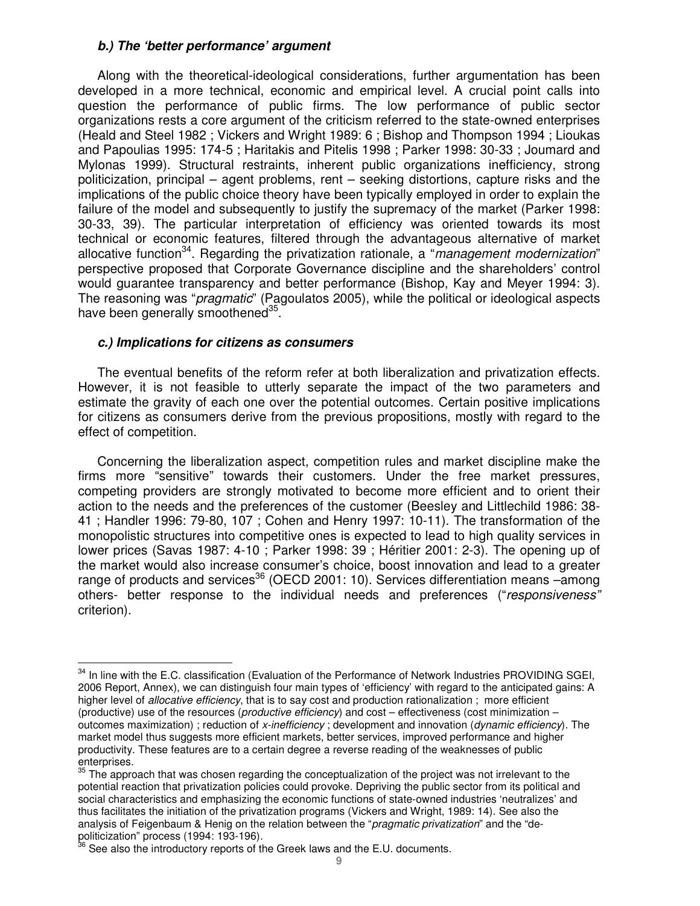### *b.) The 'better performance' argument*

Along with the theoretical-ideological considerations, further argumentation has been developed in a more technical, economic and empirical level. A crucial point calls into question the performance of public firms. The low performance of public sector organizations rests a core argument of the criticism referred to the state-owned enterprises (Heald and Steel 1982 ; Vickers and Wright 1989: 6 ; Bishop and Thompson 1994 ; Lioukas and Papoulias 1995: 174-5 ; Haritakis and Pitelis 1998 ; Parker 1998: 30-33 ; Joumard and Mylonas 1999). Structural restraints, inherent public organizations inefficiency, strong politicization, principal – agent problems, rent – seeking distortions, capture risks and the implications of the public choice theory have been typically employed in order to explain the failure of the model and subsequently to justify the supremacy was of the market (Parker 1998: 30-33, 39). The particular interpretation of efficiency was oriented towards its most technical or economic features, filtered through the advantageous alternative of market allocative function[34]. Regarding the privatization rationale, a "*management modernization*" perspective proposed that Corporate Governance discipline and the shareholders' control would guarantee transparency and better performance (Bishop, Kay and Meyer 1994: 3). The reasoning was "*pragmatic*" (Pagoulatos 2005), while the political or ideological aspects have been generally smoothened[35].

### *c.) Implications for citizens as consumers*

The eventual benefits of the reform refer at both liberalization and privatization effects. However, it is not feasible to utterly separate the impact of the two parameters and estimate the gravity of each one over the potential outcomes. Certain positive implications for citizens as consumers derive from the previous propositions, mostly with regard to the effect of competition.

Concerning the liberalization aspect, competition rules and market discipline make the firms more "sensitive" towards their customers. Under the free market pressures, competing providers are strongly motivated to become more efficient and to orient their action to the needs and the preferences of the customer (Beesley and Littlechild 1986: 38-41 ; Handler 1996: 79-80, 107 ; Cohen and Henry 1997: 10-11). The transformation of the monopolistic structures into competitive ones is expected to lead to high quality services in lower prices (Savas 1987: 4-10 ; Parker 1998: 39 ; Héritier 2001: 2-3). The opening up of the market would also increase consumer's choice, boost innovation and lead to a greater range of products and services[36] (OECD 2001: 10). Services differentiation means –among others- better response to the individual needs and preferences ("*responsiveness"* criterion).

---

[34] In line with the E.C. classification (Evaluation of the Performance of Network Industries PROVIDING SGEI, 2006 Report, Annex), we can distinguish four main types of 'efficiency' with regard to the anticipated gains: A higher level of *allocative efficiency*, that is to say cost and production rationalization ; more efficient (productive) use of the resources (*productive efficiency*) and cost – effectiveness (cost minimization – outcomes maximization) ; reduction of *x-inefficiency* ; development and innovation (*dynamic efficiency*). The market model thus suggests more efficient markets, better services, improved performance and higher productivity. These features are to a certain degree a reverse reading of the weaknesses of public enterprises.

[35] The approach that was chosen regarding the conceptualization of the project was not irrelevant to the potential reaction that privatization policies could provoke. Depriving the public sector from its political and social characteristics and emphasizing the economic functions of state-owned industries 'neutralizes' and thus facilitates the initiation of the privatization programs (Vickers and Wright, 1989: 14). See also the analysis of Feigenbaum & Henig on the relation between the "*pragmatic privatization*" and the "de-politicization" process (1994: 193-196).

[36] See also the introductory reports of the Greek laws and the E.U. documents.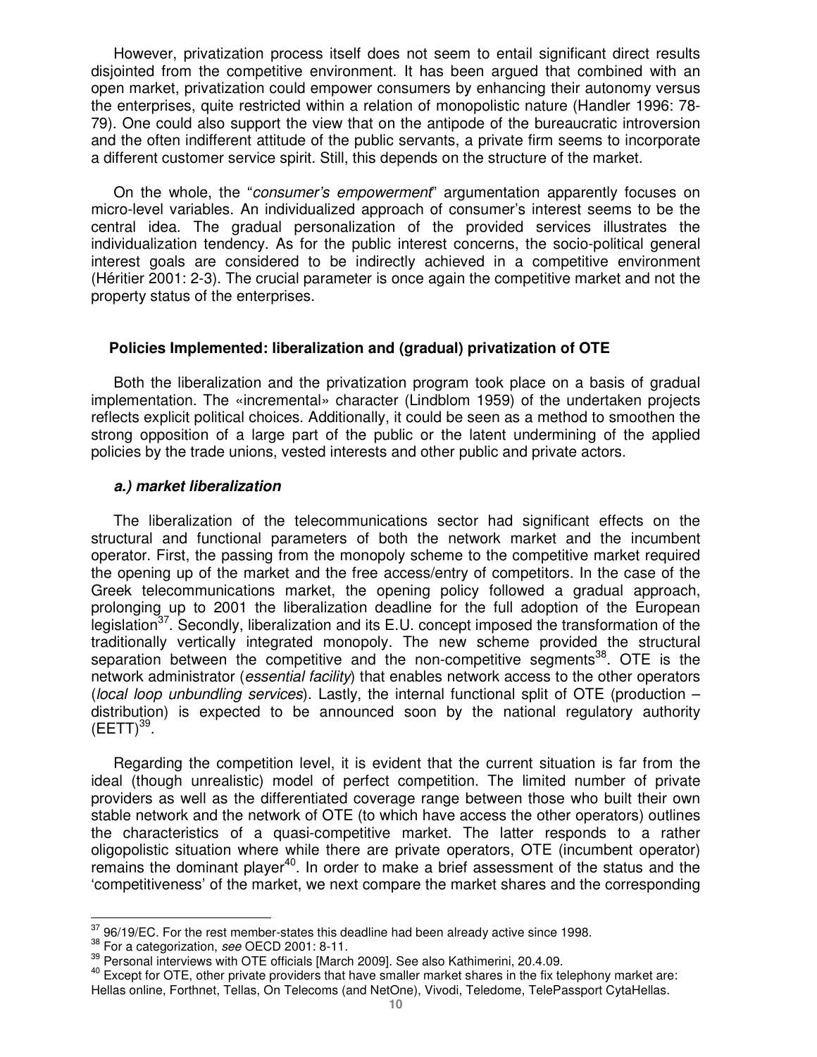However, privatization process itself does not seem to entail significant direct results disjointed from the competitive environment. It has been argued that combined with an open market, privatization could empower consumers by enhancing their autonomy versus the enterprises, quite restricted within a relation of monopolistic nature (Handler 1996: 78-79). One could also support the view that on the antipode of the bureaucratic introversion and the often indifferent attitude of the public servants, a private firm seems to incorporate a different customer service spirit. Still, this depends on the structure of the market.

On the whole, the "*consumer's empowerment*" argumentation apparently focuses on micro-level variables. An individualized approach of consumer's interest seems to be the central idea. The gradual personalization of the provided services illustrates the individualization tendency. As for the public interest concerns, the socio-political general interest goals are considered to be indirectly achieved in a competitive environment (Héritier 2001: 2-3). The crucial parameter is once again the competitive market and not the property status of the enterprises.

## Policies Implemented: liberalization and (gradual) privatization of OTE

Both the liberalization and the privatization program took place on a basis of gradual implementation. The «incremental» character (Lindblom 1959) of the undertaken projects reflects explicit political choices. Additionally, it could be seen as a method to smoothen the strong opposition of a large part of the public or the latent undermining of the applied policies by the trade unions, vested interests and other public and private actors.

### *a.) market liberalization*

The liberalization of the telecommunications sector had significant effects on the structural and functional parameters of both the network market and the incumbent operator. First, the passing from the monopoly scheme to the competitive market required the opening up of the market and the free access/entry of competitors. In the case of the Greek telecommunications market, the opening policy followed a gradual approach, prolonging up to 2001 the liberalization deadline for the full adoption of the European legislation[37]. Secondly, liberalization and its E.U. concept imposed the transformation of the traditionally vertically integrated monopoly. The new scheme provided the structural separation between the competitive and the non-competitive segments[38]. OTE is the network administrator (*essential facility*) that enables network access to the other operators (*local loop unbundling services*). Lastly, the internal functional split of OTE (production – distribution) is expected to be announced soon by the national regulatory authority (EETT)[39].

Regarding the competition level, it is evident that the current situation is far from the ideal (though unrealistic) model of perfect competition. The limited number of private providers as well as the differentiated coverage range between those who built their own stable network and the network of OTE (to which have access the other operators) outlines the characteristics of a quasi-competitive market. The latter responds to a rather oligopolistic situation where while there are private operators, OTE (incumbent operator) remains the dominant player[40]. In order to make a brief assessment of the status and the 'competitiveness' of the market, we next compare the market shares and the corresponding

---

[37] 96/19/EC. For the rest member-states this deadline had been already active since 1998.

[38] For a categorization, *see* OECD 2001: 8-11.

[39] Personal interviews with OTE officials [March 2009]. See also Kathimerini, 20.4.09.

[40] Except for OTE, other private providers that have smaller market shares in the fix telephony market are: Hellas online, Forthnet, Tellas, On Telecoms (and NetOne), Vivodi, Teledome, TelePassport CytaHellas.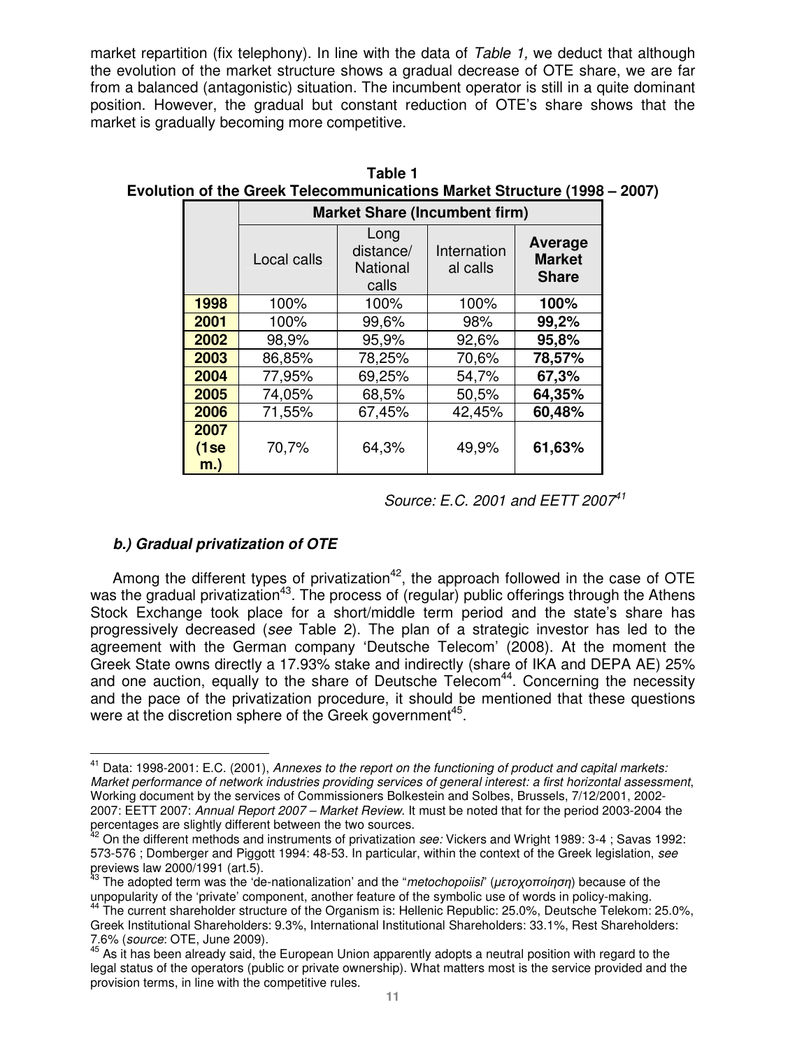market repartition (fix telephony). In line with the data of *Table 1,* we deduct that although the evolution of the market structure shows a gradual decrease of OTE share, we are far from a balanced (antagonistic) situation. The incumbent operator is still in a quite dominant position. However, the gradual but constant reduction of OTE's share shows that the market is gradually becoming more competitive.

**Table 1**
**Evolution of the Greek Telecommunications Market Structure (1998 – 2007)**

| | Market Share (Incumbent firm) | | | |
|---|---|---|---|---|
| | Local calls | Long distance/ National calls | International calls | **Average Market Share** |
| **1998** | 100% | 100% | 100% | **100%** |
| **2001** | 100% | 99,6% | 98% | **99,2%** |
| **2002** | 98,9% | 95,9% | 92,6% | **95,8%** |
| **2003** | 86,85% | 78,25% | 70,6% | **78,57%** |
| **2004** | 77,95% | 69,25% | 54,7% | **67,3%** |
| **2005** | 74,05% | 68,5% | 50,5% | **64,35%** |
| **2006** | 71,55% | 67,45% | 42,45% | **60,48%** |
| **2007 (1sem.)** | 70,7% | 64,3% | 49,9% | **61,63%** |

*Source: E.C. 2001 and EETT 2007*[41]

#### *b.) Gradual privatization of OTE*

Among the different types of privatization[42], the approach followed in the case of OTE was the gradual privatization[43]. The process of (regular) public offerings through the Athens Stock Exchange took place for a short/middle term period and the state's share has progressively decreased (*see* Table 2). The plan of a strategic investor has led to the agreement with the German company 'Deutsche Telecom' (2008). At the moment the Greek State owns directly a 17.93% stake and indirectly (share of IKA and DEPA AE) 25% and one auction, equally to the share of Deutsche Telecom[44]. Concerning the necessity and the pace of the privatization procedure, it should be mentioned that these questions were at the discretion sphere of the Greek government[45].

---

[41] Data: 1998-2001: E.C. (2001), *Annexes to the report on the functioning of product and capital markets: Market performance of network industries providing services of general interest: a first horizontal assessment*, Working document by the services of Commissioners Bolkestein and Solbes, Brussels, 7/12/2001, 2002-2007: EETT 2007: *Annual Report 2007 – Market Review*. It must be noted that for the period 2003-2004 the percentages are slightly different between the two sources.

[42] On the different methods and instruments of privatization *see:* Vickers and Wright 1989: 3-4 ; Savas 1992: 573-576 ; Domberger and Piggott 1994: 48-53. In particular, within the context of the Greek legislation, *see* previews law 2000/1991 (art.5).

[43] The adopted term was the 'de-nationalization' and the "*metochopoiisi*" (*μετοχοποίηση*) because of the unpopularity of the 'private' component, another feature of the symbolic use of words in policy-making.

[44] The current shareholder structure of the Organism is: Hellenic Republic: 25.0%, Deutsche Telekom: 25.0%, Greek Institutional Shareholders: 9.3%, International Institutional Shareholders: 33.1%, Rest Shareholders: 7.6% (*source*: OTE, June 2009).

[45] As it has been already said, the European Union apparently adopts a neutral position with regard to the legal status of the operators (public or private ownership). What matters most is the service provided and the provision terms, in line with the competitive rules.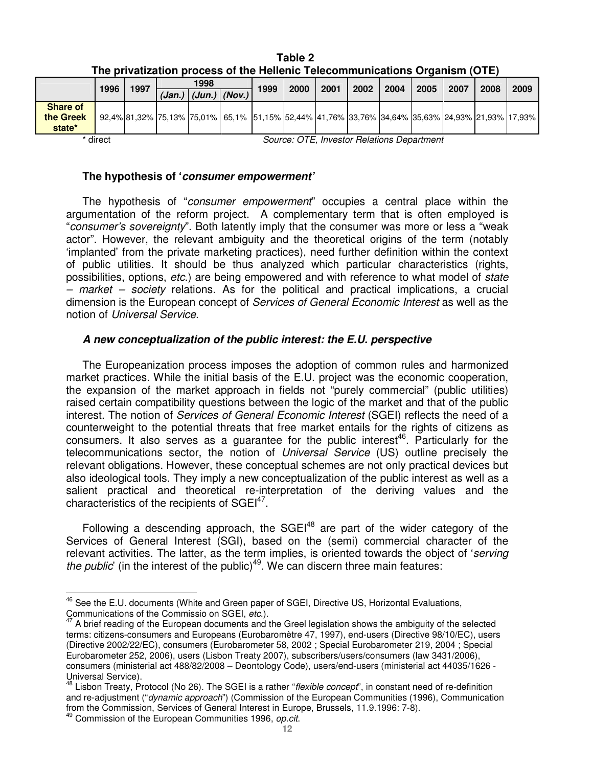**Table 2**
**The privatization process of the Hellenic Telecommunications Organism (OTE)**

| | 1996 | 1997 | 1998 (Jan.) | 1998 (Jun.) | 1998 (Nov.) | 1999 | 2000 | 2001 | 2002 | 2004 | 2005 | 2007 | 2008 | 2009 |
|---|---|---|---|---|---|---|---|---|---|---|---|---|---|---|
| **Share of the Greek state*** | 92,4% | 81,32% | 75,13% | 75,01% | 65,1% | 51,15% | 52,44% | 41,76% | 33,76% | 34,64% | 35,63% | 24,93% | 21,93% | 17,93% |

\* direct *Source: OTE, Investor Relations Department*

### The hypothesis of '*consumer empowerment'*

The hypothesis of "*consumer empowerment*" occupies a central place within the argumentation of the reform project. A complementary term that is often employed is "*consumer's sovereignty*". Both latently imply that the consumer was more or less a "weak actor". However, the relevant ambiguity and the theoretical origins of the term (notably 'implanted' from the private marketing practices), need further definition within the context of public utilities. It should be thus analyzed which particular characteristics (rights, possibilities, options, *etc*.) are being empowered and with reference to what model of *state – market – society* relations. As for the political and practical implications, a crucial dimension is the European concept of *Services of General Economic Interest* as well as the notion of *Universal Service*.

### *A new conceptualization of the public interest: the E.U. perspective*

The Europeanization process imposes the adoption of common rules and harmonized market practices. While the initial basis of the E.U. project was the economic cooperation, the expansion of the market approach in fields not "purely commercial" (public utilities) raised certain compatibility questions between the logic of the market and that of the public interest. The notion of *Services of General Economic Interest* (SGEI) reflects the need of a counterweight to the potential threats that free market entails for the rights of citizens as consumers. It also serves as a guarantee for the public interest[46]. Particularly for the telecommunications sector, the notion of *Universal Service* (US) outline precisely the relevant obligations. However, these conceptual schemes are not only practical devices but also ideological tools. They imply a new conceptualization of the public interest as well as a salient practical and theoretical re-interpretation of the deriving values and the characteristics of the recipients of SGEI[47].

Following a descending approach, the SGEI[48] are part of the wider category of the Services of General Interest (SGI), based on the (semi) commercial character of the relevant activities. The latter, as the term implies, is oriented towards the object of '*serving the public*' (in the interest of the public)[49]. We can discern three main features:

---

[46] See the E.U. documents (White and Green paper of SGEI, Directive US, Horizontal Evaluations, Communications of the Commissio on SGEI, *etc*.).

[47] A brief reading of the European documents and the Greel legislation shows the ambiguity of the selected terms: citizens-consumers and Europeans (Eurobaromètre 47, 1997), end-users (Directive 98/10/EC), users (Directive 2002/22/EC), consumers (Eurobarometer 58, 2002 ; Special Eurobarometer 219, 2004 ; Special Eurobarometer 252, 2006), users (Lisbon Treaty 2007), subscribers/users/consumers (law 3431/2006), consumers (ministerial act 488/82/2008 – Deontology Code), users/end-users (ministerial act 44035/1626 - Universal Service).

[48] Lisbon Treaty, Protocol (No 26). The SGEI is a rather "*flexible concept*", in constant need of re-definition and re-adjustment ("*dynamic approach*") (Commission of the European Communities (1996), Communication from the Commission, Services of General Interest in Europe, Brussels, 11.9.1996: 7-8).

[49] Commission of the European Communities 1996, *op.cit.*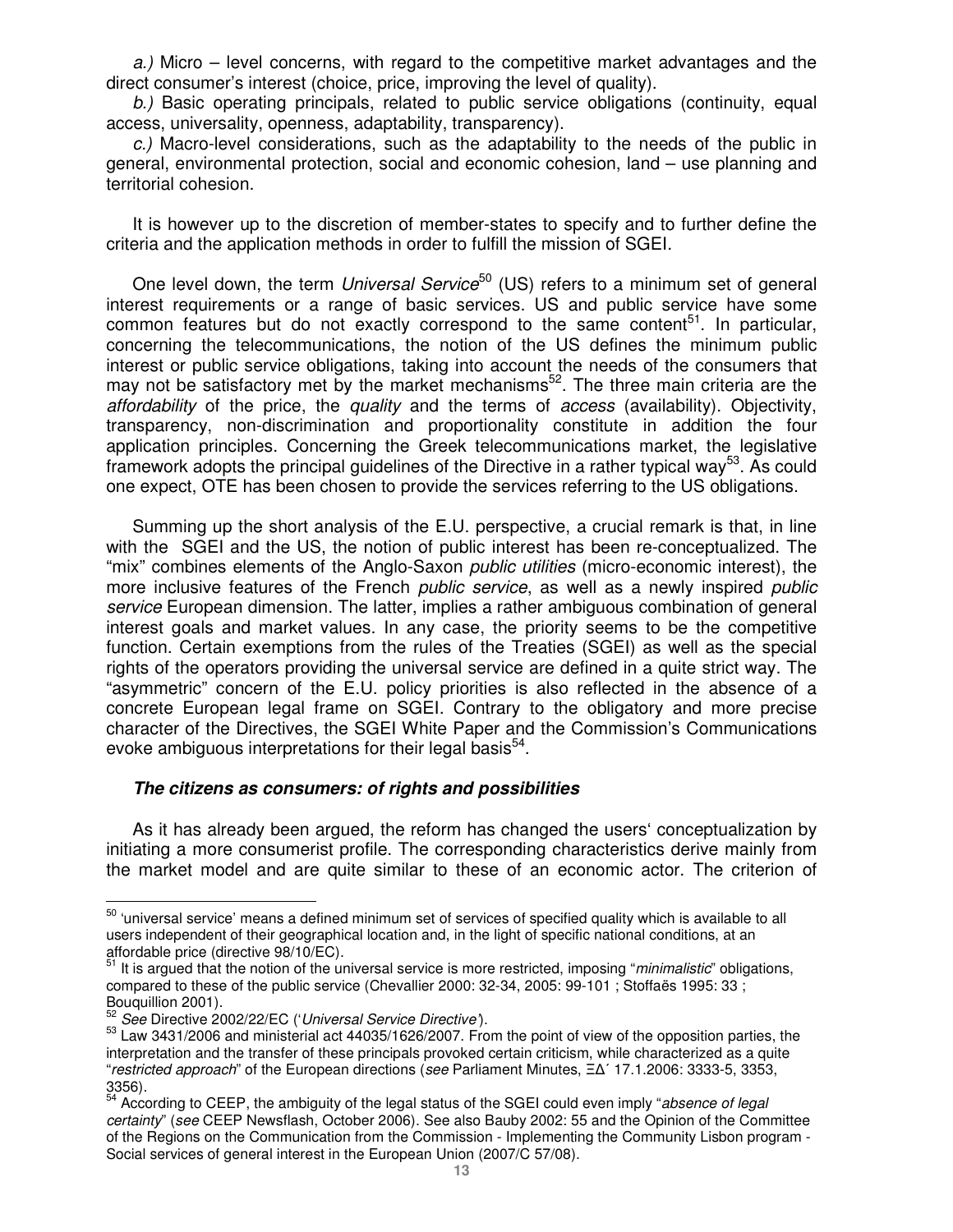*a.)* Micro – level concerns, with regard to the competitive market advantages and the direct consumer's interest (choice, price, improving the level of quality).

*b.)* Basic operating principals, related to public service obligations (continuity, equal access, universality, openness, adaptability, transparency).

*c.)* Macro-level considerations, such as the adaptability to the needs of the public in general, environmental protection, social and economic cohesion, land – use planning and territorial cohesion.

It is however up to the discretion of member-states to specify and to further define the criteria and the application methods in order to fulfill the mission of SGEI.

One level down, the term *Universal Service*[50] (US) refers to a minimum set of general interest requirements or a range of basic services. US and public service have some common features but do not exactly correspond to the same content[51]. In particular, concerning the telecommunications, the notion of the US defines the minimum public interest or public service obligations, taking into account the needs of the consumers that may not be satisfactory met by the market mechanisms[52]. The three main criteria are the *affordability* of the price, the *quality* and the terms of *access* (availability). Objectivity, transparency, non-discrimination and proportionality constitute in addition the four application principles. Concerning the Greek telecommunications market, the legislative framework adopts the principal guidelines of the Directive in a rather typical way[53]. As could one expect, OTE has been chosen to provide the services referring to the US obligations.

Summing up the short analysis of the E.U. perspective, a crucial remark is that, in line with the SGEI and the US, the notion of public interest has been re-conceptualized. The "mix" combines elements of the Anglo-Saxon *public utilities* (micro-economic interest), the more inclusive features of the French *public service*, as well as a newly inspired *public service* European dimension. The latter, implies a rather ambiguous combination of general interest goals and market values. In any case, the priority seems to be the competitive function. Certain exemptions from the rules of the Treaties (SGEI) as well as the special rights of the operators providing the universal service are defined in a quite strict way. The "asymmetric" concern of the E.U. policy priorities is also reflected in the absence of a concrete European legal frame on SGEI. Contrary to the obligatory and more precise character of the Directives, the SGEI White Paper and the Commission's Communications evoke ambiguous interpretations for their legal basis[54].

### ***The citizens as consumers: of rights and possibilities***

As it has already been argued, the reform has changed the users' conceptualization by initiating a more consumerist profile. The corresponding characteristics derive mainly from the market model and are quite similar to these of an economic actor. The criterion of

---

[50] 'universal service' means a defined minimum set of services of specified quality which is available to all users independent of their geographical location and, in the light of specific national conditions, at an affordable price (directive 98/10/EC).

[51] It is argued that the notion of the universal service is more restricted, imposing "*minimalistic*" obligations, compared to these of the public service (Chevallier 2000: 32-34, 2005: 99-101 ; Stoffaës 1995: 33 ; Bouquillion 2001).

[52] *See* Directive 2002/22/EC ('*Universal Service Directive*').

[53] Law 3431/2006 and ministerial act 44035/1626/2007. From the point of view of the opposition parties, the interpretation and the transfer of these principals provoked certain criticism, while characterized as a quite "*restricted approach*" of the European directions (*see* Parliament Minutes, ΞΔ΄ 17.1.2006: 3333-5, 3353, 3356).

[54] According to CEEP, the ambiguity of the legal status of the SGEI could even imply "*absence of legal certainty*" (*see* CEEP Newsflash, October 2006). See also Bauby 2002: 55 and the Opinion of the Committee of the Regions on the Communication from the Commission - Implementing the Community Lisbon program - Social services of general interest in the European Union (2007/C 57/08).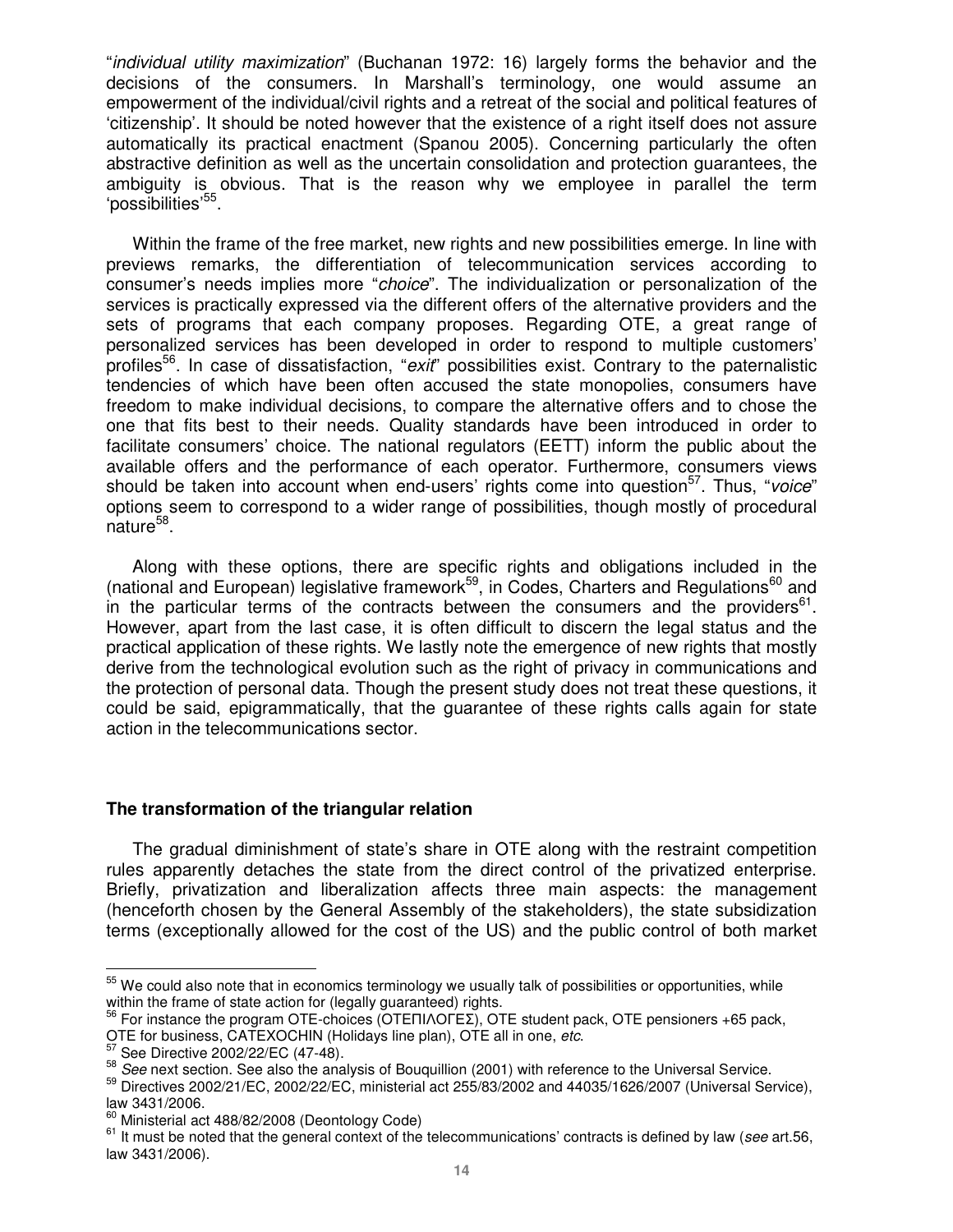"*individual utility maximization*" (Buchanan 1972: 16) largely forms the behavior and the decisions of the consumers. In Marshall's terminology, one would assume an empowerment of the individual/civil rights and a retreat of the social and political features of 'citizenship'. It should be noted however that the existence of a right itself does not assure automatically its practical enactment (Spanou 2005). Concerning particularly the often abstractive definition as well as the uncertain consolidation and protection guarantees, the ambiguity is obvious. That is the reason why we employee in parallel the term 'possibilities'[55].

Within the frame of the free market, new rights and new possibilities emerge. In line with previews remarks, the differentiation of telecommunication services according to consumer's needs implies more "*choice*". The individualization or personalization of the services is practically expressed via the different offers of the alternative providers and the sets of programs that each company proposes. Regarding OTE, a great range of personalized services has been developed in order to respond to multiple customers' profiles[56]. In case of dissatisfaction, "*exit*" possibilities exist. Contrary to the paternalistic tendencies of which have been often accused the state monopolies, consumers have freedom to make individual decisions, to compare the alternative offers and to chose the one that fits best to their needs. Quality standards have been introduced in order to facilitate consumers' choice. The national regulators (EETT) inform the public about the available offers and the performance of each operator. Furthermore, consumers views should be taken into account when end-users' rights come into question[57]. Thus, "*voice*" options seem to correspond to a wider range of possibilities, though mostly of procedural nature[58].

Along with these options, there are specific rights and obligations included in the (national and European) legislative framework[59], in Codes, Charters and Regulations[60] and in the particular terms of the contracts between the consumers and the providers[61]. However, apart from the last case, it is often difficult to discern the legal status and the practical application of these rights. We lastly note the emergence of new rights that mostly derive from the technological evolution such as the right of privacy in communications and the protection of personal data. Though the present study does not treat these questions, it could be said, epigrammatically, that the guarantee of these rights calls again for state action in the telecommunications sector.

## The transformation of the triangular relation

The gradual diminishment of state's share in OTE along with the restraint competition rules apparently detaches the state from the direct control of the privatized enterprise. Briefly, privatization and liberalization affects three main aspects: the management (henceforth chosen by the General Assembly of the stakeholders), the state subsidization terms (exceptionally allowed for the cost of the US) and the public control of both market

---

[55] We could also note that in economics terminology we usually talk of possibilities or opportunities, while within the frame of state action for (legally guaranteed) rights.

[56] For instance the program OTE-choices (ΟΤΕΠΙΛΟΓΕΣ), OTE student pack, OTE pensioners +65 pack, OTE for business, CATEXOCHIN (Holidays line plan), OTE all in one, *etc*.

[57] See Directive 2002/22/EC (47-48).

[58] *See* next section. See also the analysis of Bouquillion (2001) with reference to the Universal Service.

[59] Directives 2002/21/EC, 2002/22/EC, ministerial act 255/83/2002 and 44035/1626/2007 (Universal Service), law 3431/2006.

[60] Ministerial act 488/82/2008 (Deontology Code)

[61] It must be noted that the general context of the telecommunications' contracts is defined by law (*see* art.56, law 3431/2006).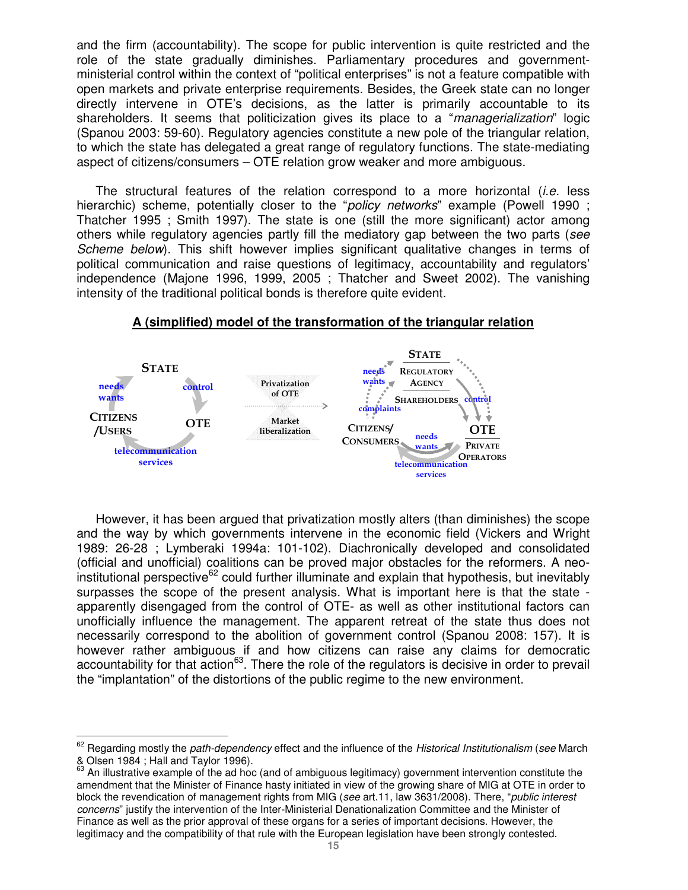and the firm (accountability). The scope for public intervention is quite restricted and the role of the state gradually diminishes. Parliamentary procedures and government-ministerial control within the context of "political enterprises" is not a feature compatible with open markets and private enterprise requirements. Besides, the Greek state can no longer directly intervene in OTE's decisions, as the latter is primarily accountable to its shareholders. It seems that politicization gives its place to a "*managerialization*" logic (Spanou 2003: 59-60). Regulatory agencies constitute a new pole of the triangular relation, to which the state has delegated a great range of regulatory functions. The state-mediating aspect of citizens/consumers – OTE relation grow weaker and more ambiguous.

The structural features of the relation correspond to a more horizontal (*i.e.* less hierarchic) scheme, potentially closer to the "*policy networks*" example (Powell 1990 ; Thatcher 1995 ; Smith 1997). The state is one (still the more significant) actor among others while regulatory agencies partly fill the mediatory gap between the two parts (*see Scheme below*). This shift however implies significant qualitative changes in terms of political communication and raise questions of legitimacy, accountability and regulators' independence (Majone 1996, 1999, 2005 ; Thatcher and Sweet 2002). The vanishing intensity of the traditional political bonds is therefore quite evident.

**A (simplified) model of the transformation of the triangular relation**

STATE — control → OTE — telecommunication services → CITIZENS /USERS — needs wants → STATE

Privatization of OTE / Market liberalization →

STATE / REGULATORY AGENCY / SHAREHOLDERS — control → OTE / PRIVATE OPERATORS — telecommunication services → CITIZENS/ CONSUMERS — needs wants, complaints → STATE; CITIZENS/CONSUMERS — needs wants → OTE

However, it has been argued that privatization mostly alters (than diminishes) the scope and the way by which governments intervene in the economic field (Vickers and Wright 1989: 26-28 ; Lymberaki 1994a: 101-102). Diachronically developed and consolidated (official and unofficial) coalitions can be proved major obstacles for the reformers. A neo-institutional perspective[62] could further illuminate and explain that hypothesis, but inevitably surpasses the scope of the present analysis. What is important here is that the state - apparently disengaged from the control of OTE- as well as other institutional factors can unofficially influence the management. The apparent retreat of the state thus does not necessarily correspond to the abolition of government control (Spanou 2008: 157). It is however rather ambiguous if and how citizens can raise any claims for democratic accountability for that action[63]. There the role of the regulators is decisive in order to prevail the "implantation" of the distortions of the public regime to the new environment.

---

[62] Regarding mostly the *path-dependency* effect and the influence of the *Historical Institutionalism* (*see* March & Olsen 1984 ; Hall and Taylor 1996).

[63] An illustrative example of the ad hoc (and of ambiguous legitimacy) government intervention constitute the amendment that the Minister of Finance hasty initiated in view of the growing share of MIG at OTE in order to block the revendication of management rights from MIG (*see* art.11, law 3631/2008). There, "*public interest concerns*" justify the intervention of the Inter-Ministerial Denationalization Committee and the Minister of Finance as well as the prior approval of these organs for a series of important decisions. However, the legitimacy and the compatibility of that rule with the European legislation have been strongly contested.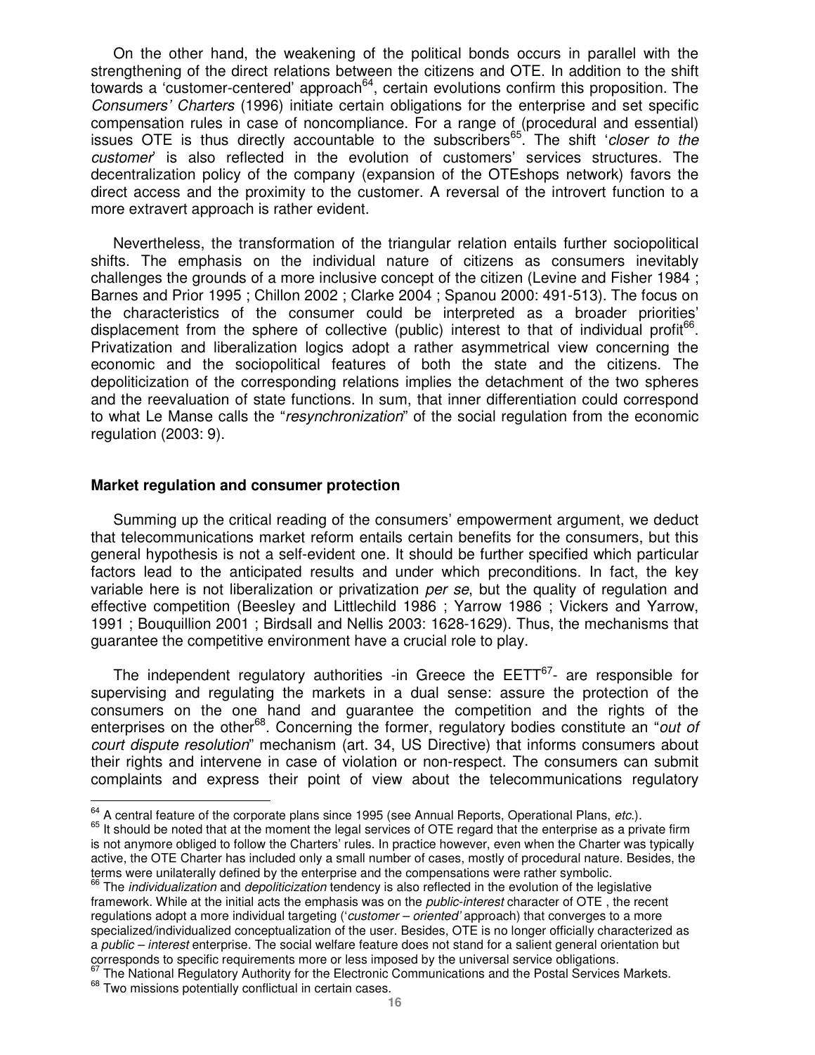On the other hand, the weakening of the political bonds occurs in parallel with the strengthening of the direct relations between the citizens and OTE. In addition to the shift towards a 'customer-centered' approach[64], certain evolutions confirm this proposition. The *Consumers' Charters* (1996) initiate certain obligations for the enterprise and set specific compensation rules in case of noncompliance. For a range of (procedural and essential) issues OTE is thus directly accountable to the subscribers[65]. The shift '*closer to the customer*' is also reflected in the evolution of customers' services structures. The decentralization policy of the company (expansion of the OTEshops network) favors the direct access and the proximity to the customer. A reversal of the introvert function to a more extravert approach is rather evident.

Nevertheless, the transformation of the triangular relation entails further sociopolitical shifts. The emphasis on the individual nature of citizens as consumers inevitably challenges the grounds of a more inclusive concept of the citizen (Levine and Fisher 1984 ; Barnes and Prior 1995 ; Chillon 2002 ; Clarke 2004 ; Spanou 2000: 491-513). The focus on the characteristics of the consumer could be interpreted as a broader priorities' displacement from the sphere of collective (public) interest to that of individual profit[66]. Privatization and liberalization logics adopt a rather asymmetrical view concerning the economic and the sociopolitical features of both the state and the citizens. The depoliticization of the corresponding relations implies the detachment of the two spheres and the reevaluation of state functions. In sum, that inner differentiation could correspond to what Le Manse calls the "*resynchronization*" of the social regulation from the economic regulation (2003: 9).

**Market regulation and consumer protection**

Summing up the critical reading of the consumers' empowerment argument, we deduct that telecommunications market reform entails certain benefits for the consumers, but this general hypothesis is not a self-evident one. It should be further specified which particular factors lead to the anticipated results and under which preconditions. In fact, the key variable here is not liberalization or privatization *per se*, but the quality of regulation and effective competition (Beesley and Littlechild 1986 ; Yarrow 1986 ; Vickers and Yarrow, 1991 ; Bouquillion 2001 ; Birdsall and Nellis 2003: 1628-1629). Thus, the mechanisms that guarantee the competitive environment have a crucial role to play.

The independent regulatory authorities -in Greece the EETT[67]- are responsible for supervising and regulating the markets in a dual sense: assure the protection of the consumers on the one hand and guarantee the competition and the rights of the enterprises on the other[68]. Concerning the former, regulatory bodies constitute an "*out of court dispute resolution*" mechanism (art. 34, US Directive) that informs consumers about their rights and intervene in case of violation or non-respect. The consumers can submit complaints and express their point of view about the telecommunications regulatory

[64] A central feature of the corporate plans since 1995 (see Annual Reports, Operational Plans, *etc.*).

[65] It should be noted that at the moment the legal services of OTE regard that the enterprise as a private firm is not anymore obliged to follow the Charters' rules. In practice however, even when the Charter was typically active, the OTE Charter has included only a small number of cases, mostly of procedural nature. Besides, the terms were unilaterally defined by the enterprise and the compensations were rather symbolic.

[66] The *individualization* and *depoliticization* tendency is also reflected in the evolution of the legislative framework. While at the initial acts the emphasis was on the *public-interest* character of OTE , the recent regulations adopt a more individual targeting ('*customer – oriented'* approach) that converges to a more specialized/individualized conceptualization of the user. Besides, OTE is no longer officially characterized as a *public – interest* enterprise. The social welfare feature does not stand for a salient general orientation but corresponds to specific requirements more or less imposed by the universal service obligations.

[67] The National Regulatory Authority for the Electronic Communications and the Postal Services Markets.

[68] Two missions potentially conflictual in certain cases.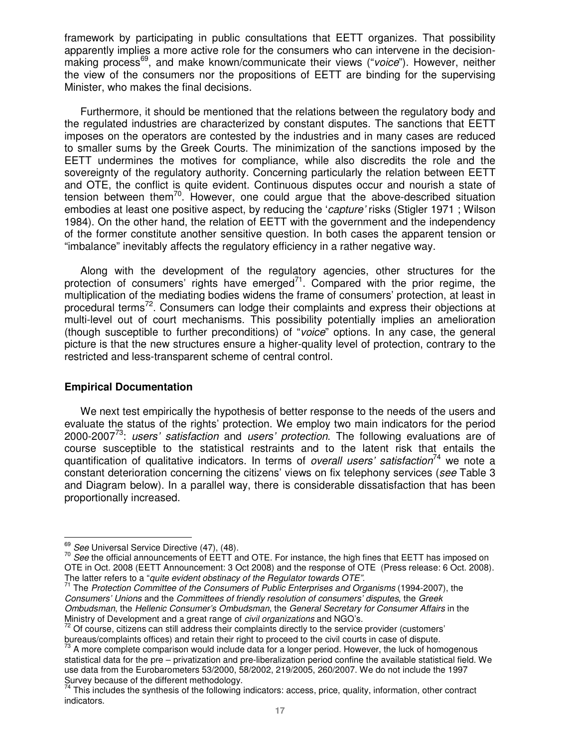framework by participating in public consultations that EETT organizes. That possibility apparently implies a more active role for the consumers who can intervene in the decision-making process[69], and make known/communicate their views ("*voice*"). However, neither the view of the consumers nor the propositions of EETT are binding for the supervising Minister, who makes the final decisions.

Furthermore, it should be mentioned that the relations between the regulatory body and the regulated industries are characterized by constant disputes. The sanctions that EETT imposes on the operators are contested by the industries and in many cases are reduced to smaller sums by the Greek Courts. The minimization of the sanctions imposed by the EETT undermines the motives for compliance, while also discredits the role and the sovereignty of the regulatory authority. Concerning particularly the relation between EETT and OTE, the conflict is quite evident. Continuous disputes occur and nourish a state of tension between them[70]. However, one could argue that the above-described situation embodies at least one positive aspect, by reducing the '*capture'* risks (Stigler 1971 ; Wilson 1984). On the other hand, the relation of EETT with the government and the independency of the former constitute another sensitive question. In both cases the apparent tension or "imbalance" inevitably affects the regulatory efficiency in a rather negative way.

Along with the development of the regulatory agencies, other structures for the protection of consumers' rights have emerged[71]. Compared with the prior regime, the multiplication of the mediating bodies widens the frame of consumers' protection, at least in procedural terms[72]. Consumers can lodge their complaints and express their objections at multi-level out of court mechanisms. This possibility potentially implies an amelioration (though susceptible to further preconditions) of "*voice*" options. In any case, the general picture is that the new structures ensure a higher-quality level of protection, contrary to the restricted and less-transparent scheme of central control.

**Empirical Documentation**

We next test empirically the hypothesis of better response to the needs of the users and evaluate the status of the rights' protection. We employ two main indicators for the period 2000-2007[73]: *users' satisfaction* and *users' protection*. The following evaluations are of course susceptible to the statistical restraints and to the latent risk that entails the quantification of qualitative indicators. In terms of *overall users' satisfaction*[74] we note a constant deterioration concerning the citizens' views on fix telephony services (*see* Table 3 and Diagram below). In a parallel way, there is considerable dissatisfaction that has been proportionally increased.

---

[69] *See* Universal Service Directive (47), (48).

[70] *See* the official announcements of EETT and OTE. For instance, the high fines that EETT has imposed on OTE in Oct. 2008 (EETT Announcement: 3 Oct 2008) and the response of OTE (Press release: 6 Oct. 2008). The latter refers to a "*quite evident obstinacy of the Regulator towards OTE"*.

[71] The *Protection Committee of the Consumers of Public Enterprises and Organisms* (1994-2007), the *Consumers' Unions* and the *Committees of friendly resolution of consumers' disputes*, the *Greek Ombudsman*, the *Hellenic Consumer's Ombudsman*, the *General Secretary for Consumer Affairs* in the Ministry of Development and a great range of *civil organizations* and NGO's.

[72] Of course, citizens can still address their complaints directly to the service provider (customers' bureaus/complaints offices) and retain their right to proceed to the civil courts in case of dispute.

[73] A more complete comparison would include data for a longer period. However, the luck of homogenous statistical data for the pre – privatization and pre-liberalization period confine the available statistical field. We use data from the Eurobarometers 53/2000, 58/2002, 219/2005, 260/2007. We do not include the 1997 Survey because of the different methodology.

[74] This includes the synthesis of the following indicators: access, price, quality, information, other contract indicators.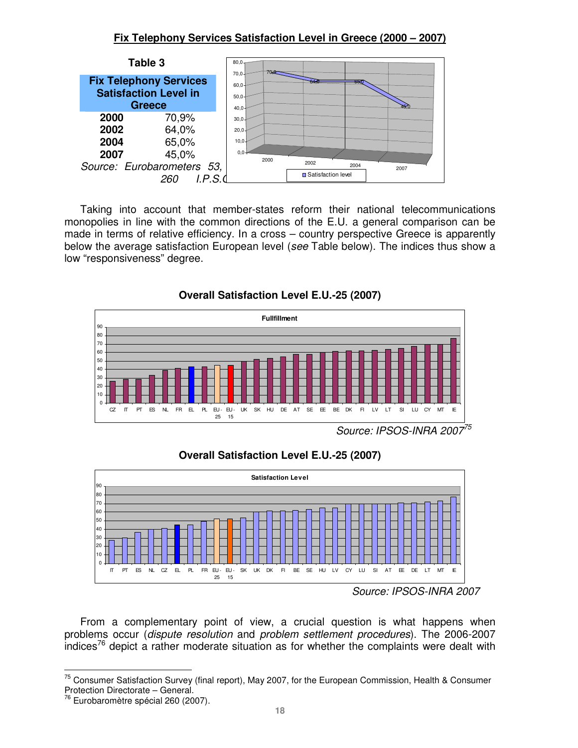## Fix Telephony Services Satisfaction Level in Greece (2000 – 2007)

**Table 3**

| Fix Telephony Services Satisfaction Level in Greece | |
|---|---|
| **2000** | 70,9% |
| **2002** | 64,0% |
| **2004** | 65,0% |
| **2007** | 45,0% |

*Source: Eurobarometers 53, 260 I.P.S.O*

Taking into account that member-states reform their national telecommunications monopolies in line with the common directions of the E.U. a general comparison can be made in terms of relative efficiency. In a cross – country perspective Greece is apparently below the average satisfaction European level (*see* Table below). The indices thus show a low "responsiveness" degree.

**Overall Satisfaction Level E.U.-25 (2007)**

*Source: IPSOS-INRA 2007*[75]

**Overall Satisfaction Level E.U.-25 (2007)**

*Source: IPSOS-INRA 2007*

From a complementary point of view, a crucial question is what happens when problems occur (*dispute resolution* and *problem settlement procedures*). The 2006-2007 indices[76] depict a rather moderate situation as for whether the complaints were dealt with

---

[75] Consumer Satisfaction Survey (final report), May 2007, for the European Commission, Health & Consumer Protection Directorate – General.

[76] Eurobaromètre spécial 260 (2007).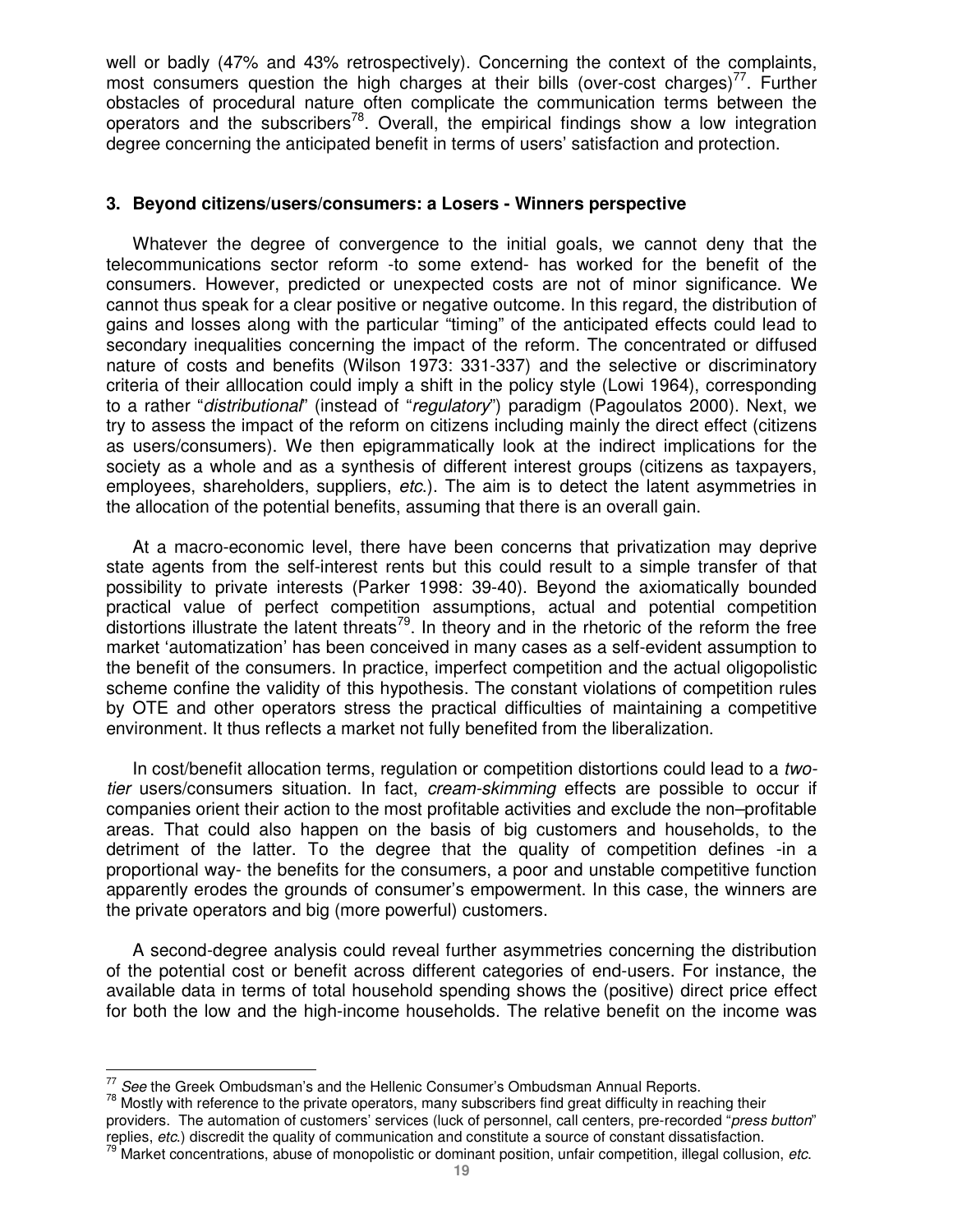well or badly (47% and 43% retrospectively). Concerning the context of the complaints, most consumers question the high charges at their bills (over-cost charges)[77]. Further obstacles of procedural nature often complicate the communication terms between the operators and the subscribers[78]. Overall, the empirical findings show a low integration degree concerning the anticipated benefit in terms of users' satisfaction and protection.

## 3. Beyond citizens/users/consumers: a Losers - Winners perspective

Whatever the degree of convergence to the initial goals, we cannot deny that the telecommunications sector reform -to some extend- has worked for the benefit of the consumers. However, predicted or unexpected costs are not of minor significance. We cannot thus speak for a clear positive or negative outcome. In this regard, the distribution of gains and losses along with the particular "timing" of the anticipated effects could lead to secondary inequalities concerning the impact of the reform. The concentrated or diffused nature of costs and benefits (Wilson 1973: 331-337) and the selective or discriminatory criteria of their alllocation could imply a shift in the policy style (Lowi 1964), corresponding to a rather "*distributional*" (instead of "*regulatory*") paradigm (Pagoulatos 2000). Next, we try to assess the impact of the reform on citizens including mainly the direct effect (citizens as users/consumers). We then epigrammatically look at the indirect implications for the society as a whole and as a synthesis of different interest groups (citizens as taxpayers, employees, shareholders, suppliers, *etc*.). The aim is to detect the latent asymmetries in the allocation of the potential benefits, assuming that there is an overall gain.

At a macro-economic level, there have been concerns that privatization may deprive state agents from the self-interest rents but this could result to a simple transfer of that possibility to private interests (Parker 1998: 39-40). Beyond the axiomatically bounded practical value of perfect competition assumptions, actual and potential competition distortions illustrate the latent threats[79]. In theory and in the rhetoric of the reform the free market 'automatization' has been conceived in many cases as a self-evident assumption to the benefit of the consumers. In practice, imperfect competition and the actual oligopolistic scheme confine the validity of this hypothesis. The constant violations of competition rules by OTE and other operators stress the practical difficulties of maintaining a competitive environment. It thus reflects a market not fully benefited from the liberalization.

In cost/benefit allocation terms, regulation or competition distortions could lead to a *two-tier* users/consumers situation. In fact, *cream-skimming* effects are possible to occur if companies orient their action to the most profitable activities and exclude the non–profitable areas. That could also happen on the basis of big customers and households, to the detriment of the latter. To the degree that the quality of competition defines -in a proportional way- the benefits for the consumers, a poor and unstable competitive function apparently erodes the grounds of consumer's empowerment. In this case, the winners are the private operators and big (more powerful) customers.

A second-degree analysis could reveal further asymmetries concerning the distribution of the potential cost or benefit across different categories of end-users. For instance, the available data in terms of total household spending shows the (positive) direct price effect for both the low and the high-income households. The relative benefit on the income was

---

[77] *See* the Greek Ombudsman's and the Hellenic Consumer's Ombudsman Annual Reports.

[78] Mostly with reference to the private operators, many subscribers find great difficulty in reaching their providers. The automation of customers' services (luck of personnel, call centers, pre-recorded "*press button*" replies, *etc.*) discredit the quality of communication and constitute a source of constant dissatisfaction.

[79] Market concentrations, abuse of monopolistic or dominant position, unfair competition, illegal collusion, *etc.*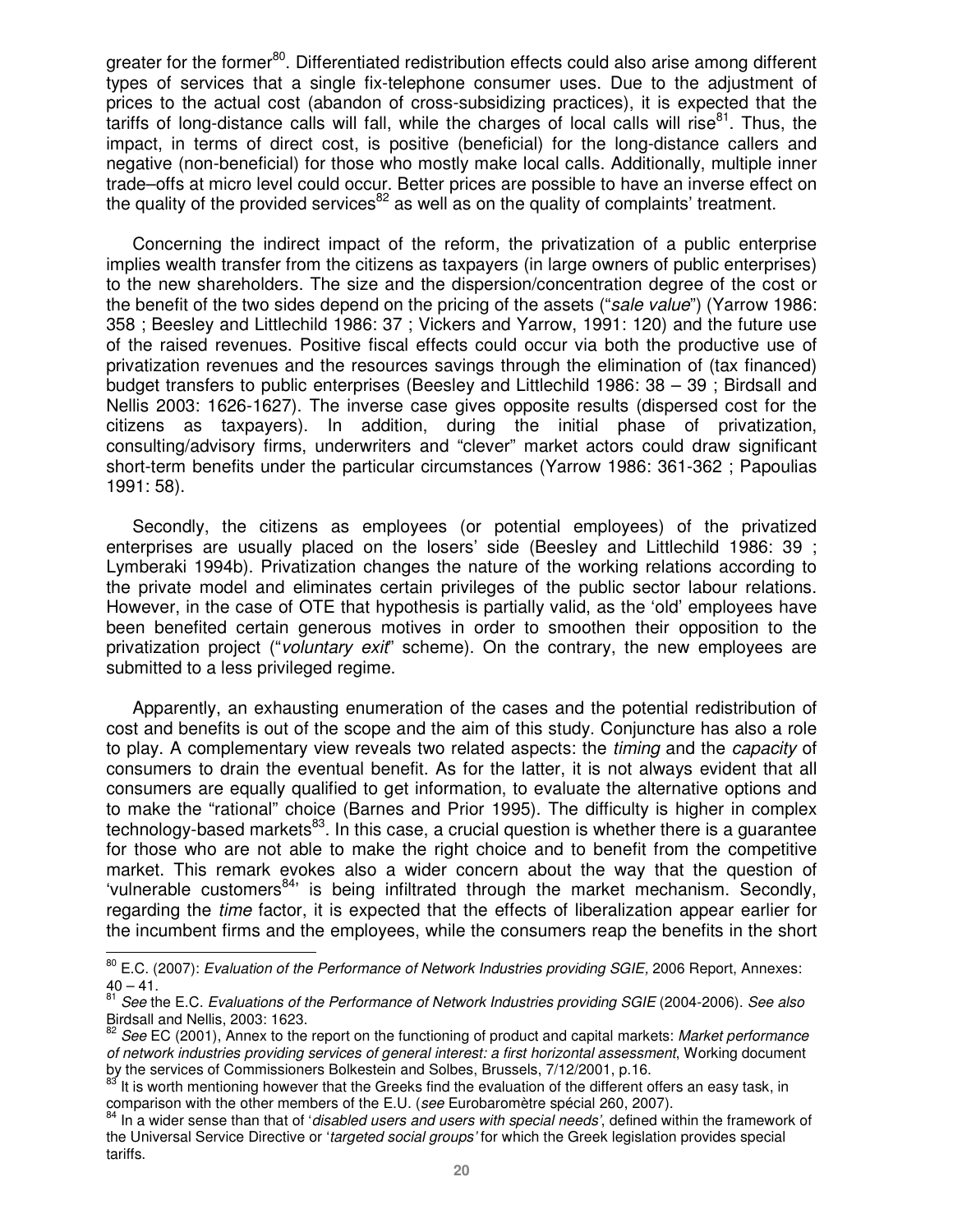greater for the former[80]. Differentiated redistribution effects could also arise among different types of services that a single fix-telephone consumer uses. Due to the adjustment of prices to the actual cost (abandon of cross-subsidizing practices), it is expected that the tariffs of long-distance calls will fall, while the charges of local calls will rise[81]. Thus, the impact, in terms of direct cost, is positive (beneficial) for the long-distance callers and negative (non-beneficial) for those who mostly make local calls. Additionally, multiple inner trade–offs at micro level could occur. Better prices are possible to have an inverse effect on the quality of the provided services[82] as well as on the quality of complaints' treatment.

Concerning the indirect impact of the reform, the privatization of a public enterprise implies wealth transfer from the citizens as taxpayers (in large owners of public enterprises) to the new shareholders. The size and the dispersion/concentration degree of the cost or the benefit of the two sides depend on the pricing of the assets ("*sale value*") (Yarrow 1986: 358 ; Beesley and Littlechild 1986: 37 ; Vickers and Yarrow, 1991: 120) and the future use of the raised revenues. Positive fiscal effects could occur via both the productive use of privatization revenues and the resources savings through the elimination of (tax financed) budget transfers to public enterprises (Beesley and Littlechild 1986: 38 – 39 ; Birdsall and Nellis 2003: 1626-1627). The inverse case gives opposite results (dispersed cost for the citizens as taxpayers). In addition, during the initial phase of privatization, consulting/advisory firms, underwriters and "clever" market actors could draw significant short-term benefits under the particular circumstances (Yarrow 1986: 361-362 ; Papoulias 1991: 58).

Secondly, the citizens as employees (or potential employees) of the privatized enterprises are usually placed on the losers' side (Beesley and Littlechild 1986: 39 ; Lymberaki 1994b). Privatization changes the nature of the working relations according to the private model and eliminates certain privileges of the public sector labour relations. However, in the case of OTE that hypothesis is partially valid, as the 'old' employees have been benefited certain generous motives in order to smoothen their opposition to the privatization project ("*voluntary exit*" scheme). On the contrary, the new employees are submitted to a less privileged regime.

Apparently, an exhausting enumeration of the cases and the potential redistribution of cost and benefits is out of the scope and the aim of this study. Conjuncture has also a role to play. A complementary view reveals two related aspects: the *timing* and the *capacity* of consumers to drain the eventual benefit. As for the latter, it is not always evident that all consumers are equally qualified to get information, to evaluate the alternative options and to make the "rational" choice (Barnes and Prior 1995). The difficulty is higher in complex technology-based markets[83]. In this case, a crucial question is whether there is a guarantee for those who are not able to make the right choice and to benefit from the competitive market. This remark evokes also a wider concern about the way that the question of 'vulnerable customers[84]' is being infiltrated through the market mechanism. Secondly, regarding the *time* factor, it is expected that the effects of liberalization appear earlier for the incumbent firms and the employees, while the consumers reap the benefits in the short

---

[80] E.C. (2007): *Evaluation of the Performance of Network Industries providing SGIE,* 2006 Report, Annexes: 40 – 41.

[81] *See* the E.C. *Evaluations of the Performance of Network Industries providing SGIE* (2004-2006). *See also* Birdsall and Nellis, 2003: 1623.

[82] *See* EC (2001), Annex to the report on the functioning of product and capital markets: *Market performance of network industries providing services of general interest: a first horizontal assessment*, Working document by the services of Commissioners Bolkestein and Solbes, Brussels, 7/12/2001, p.16.

[83] It is worth mentioning however that the Greeks find the evaluation of the different offers an easy task, in comparison with the other members of the E.U. (*see* Eurobaromètre spécial 260, 2007).

[84] In a wider sense than that of '*disabled users and users with special needs*', defined within the framework of the Universal Service Directive or '*targeted social groups'* for which the Greek legislation provides special tariffs.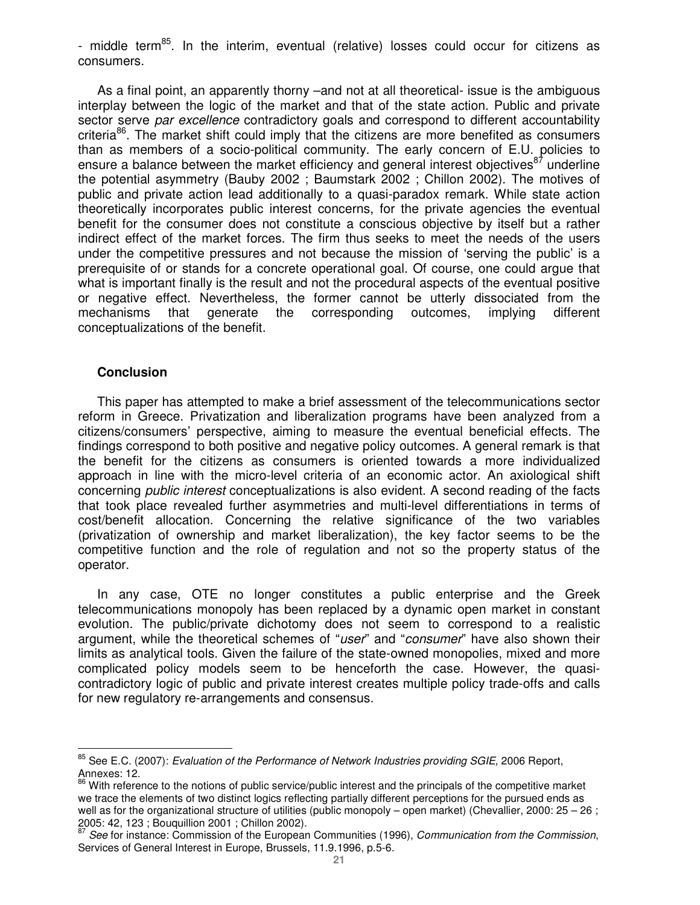- middle term[85]. In the interim, eventual (relative) losses could occur for citizens as consumers.

As a final point, an apparently thorny –and not at all theoretical- issue is the ambiguous interplay between the logic of the market and that of the state action. Public and private sector serve *par excellence* contradictory goals and correspond to different accountability criteria[86]. The market shift could imply that the citizens are more benefited as consumers than as members of a socio-political community. The early concern of E.U. policies to ensure a balance between the market efficiency and general interest objectives[87] underline the potential asymmetry (Bauby 2002 ; Baumstark 2002 ; Chillon 2002). The motives of public and private action lead additionally to a quasi-paradox remark. While state action theoretically incorporates public interest concerns, for the private agencies the eventual benefit for the consumer does not constitute a conscious objective by itself but a rather indirect effect of the market forces. The firm thus seeks to meet the needs of the users under the competitive pressures and not because the mission of 'serving the public' is a prerequisite of or stands for a concrete operational goal. Of course, one could argue that what is important finally is the result and not the procedural aspects of the eventual positive or negative effect. Nevertheless, the former cannot be utterly dissociated from the mechanisms that generate the corresponding outcomes, implying different conceptualizations of the benefit.

## Conclusion

This paper has attempted to make a brief assessment of the telecommunications sector reform in Greece. Privatization and liberalization programs have been analyzed from a citizens/consumers' perspective, aiming to measure the eventual beneficial effects. The findings correspond to both positive and negative policy outcomes. A general remark is that the benefit for the citizens as consumers is oriented towards a more individualized approach in line with the micro-level criteria of an economic actor. An axiological shift concerning *public interest* conceptualizations is also evident. A second reading of the facts that took place revealed further asymmetries and multi-level differentiations in terms of cost/benefit allocation. Concerning the relative significance of the two variables (privatization of ownership and market liberalization), the key factor seems to be the competitive function and the role of regulation and not so the property status of the operator.

In any case, OTE no longer constitutes a public enterprise and the Greek telecommunications monopoly has been replaced by a dynamic open market in constant evolution. The public/private dichotomy does not seem to correspond to a realistic argument, while the theoretical schemes of "*user*" and "*consumer*" have also shown their limits as analytical tools. Given the failure of the state-owned monopolies, mixed and more complicated policy models seem to be henceforth the case. However, the quasi-contradictory logic of public and private interest creates multiple policy trade-offs and calls for new regulatory re-arrangements and consensus.

---

[85] See E.C. (2007): *Evaluation of the Performance of Network Industries providing SGIE,* 2006 Report, Annexes: 12.

[86] With reference to the notions of public service/public interest and the principals of the competitive market we trace the elements of two distinct logics reflecting partially different perceptions for the pursued ends as well as for the organizational structure of utilities (public monopoly – open market) (Chevallier, 2000: 25 – 26 ; 2005: 42, 123 ; Bouquillion 2001 ; Chillon 2002).

[87] *See* for instance: Commission of the European Communities (1996), *Communication from the Commission*, Services of General Interest in Europe, Brussels, 11.9.1996, p.5-6.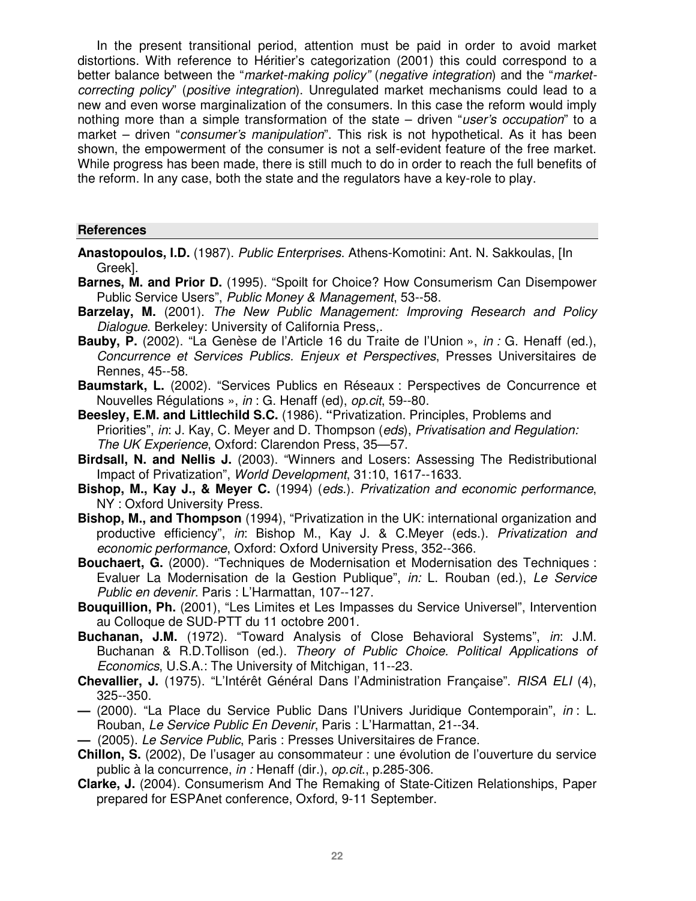In the present transitional period, attention must be paid in order to avoid market distortions. With reference to Héritier's categorization (2001) this could correspond to a better balance between the "*market-making policy"* (*negative integration*) and the "*market-correcting policy*" (*positive integration*). Unregulated market mechanisms could lead to a new and even worse marginalization of the consumers. In this case the reform would imply nothing more than a simple transformation of the state – driven "*user's occupation*" to a market – driven "*consumer's manipulation*". This risk is not hypothetical. As it has been shown, the empowerment of the consumer is not a self-evident feature of the free market. While progress has been made, there is still much to do in order to reach the full benefits of the reform. In any case, both the state and the regulators have a key-role to play.

## References

**Anastopoulos, I.D.** (1987). *Public Enterprises*. Athens-Komotini: Ant. N. Sakkoulas, [In Greek].

**Barnes, M. and Prior D.** (1995). "Spoilt for Choice? How Consumerism Can Disempower Public Service Users", *Public Money & Management*, 53--58.

**Barzelay, M.** (2001). *The New Public Management: Improving Research and Policy Dialogue*. Berkeley: University of California Press,.

**Bauby, P.** (2002). "La Genèse de l'Article 16 du Traite de l'Union », *in :* G. Henaff (ed.), *Concurrence et Services Publics. Enjeux et Perspectives*, Presses Universitaires de Rennes, 45--58.

**Baumstark, L.** (2002). "Services Publics en Réseaux : Perspectives de Concurrence et Nouvelles Régulations », *in* : G. Henaff (ed), *op.cit*, 59--80.

**Beesley, E.M. and Littlechild S.C.** (1986). **"**Privatization. Principles, Problems and Priorities", *in*: J. Kay, C. Meyer and D. Thompson (*eds*), *Privatisation and Regulation: The UK Experience*, Oxford: Clarendon Press, 35—57.

**Birdsall, N. and Nellis J.** (2003). "Winners and Losers: Assessing The Redistributional Impact of Privatization", *World Development*, 31:10, 1617--1633.

**Bishop, M., Kay J., & Meyer C.** (1994) (*eds*.). *Privatization and economic performance*, NY : Oxford University Press.

**Bishop, M., and Thompson** (1994), "Privatization in the UK: international organization and productive efficiency", *in*: Bishop M., Kay J. & C.Meyer (eds.). *Privatization and economic performance*, Oxford: Oxford University Press, 352--366.

**Bouchaert, G.** (2000). "Techniques de Modernisation et Modernisation des Techniques : Evaluer La Modernisation de la Gestion Publique", *in:* L. Rouban (ed.), *Le Service Public en devenir*. Paris : L'Harmattan, 107--127.

**Bouquillion, Ph.** (2001), "Les Limites et Les Impasses du Service Universel", Intervention au Colloque de SUD-PTT du 11 octobre 2001.

**Buchanan, J.M.** (1972). "Toward Analysis of Close Behavioral Systems", *in*: J.M. Buchanan & R.D.Tollison (ed.). *Theory of Public Choice. Political Applications of Economics*, U.S.A.: The University of Mitchigan, 11--23.

**Chevallier, J.** (1975). "L'Intérêt Général Dans l'Administration Française". *RISA ELI* (4), 325--350.

**—** (2000). "La Place du Service Public Dans l'Univers Juridique Contemporain", *in* : L. Rouban, *Le Service Public En Devenir*, Paris : L'Harmattan, 21--34.

**—** (2005). *Le Service Public*, Paris : Presses Universitaires de France.

**Chillon, S.** (2002), De l'usager au consommateur : une évolution de l'ouverture du service public à la concurrence, *in :* Henaff (dir.), *op.cit.*, p.285-306.

**Clarke, J.** (2004). Consumerism And The Remaking of State-Citizen Relationships, Paper prepared for ESPAnet conference, Oxford, 9-11 September.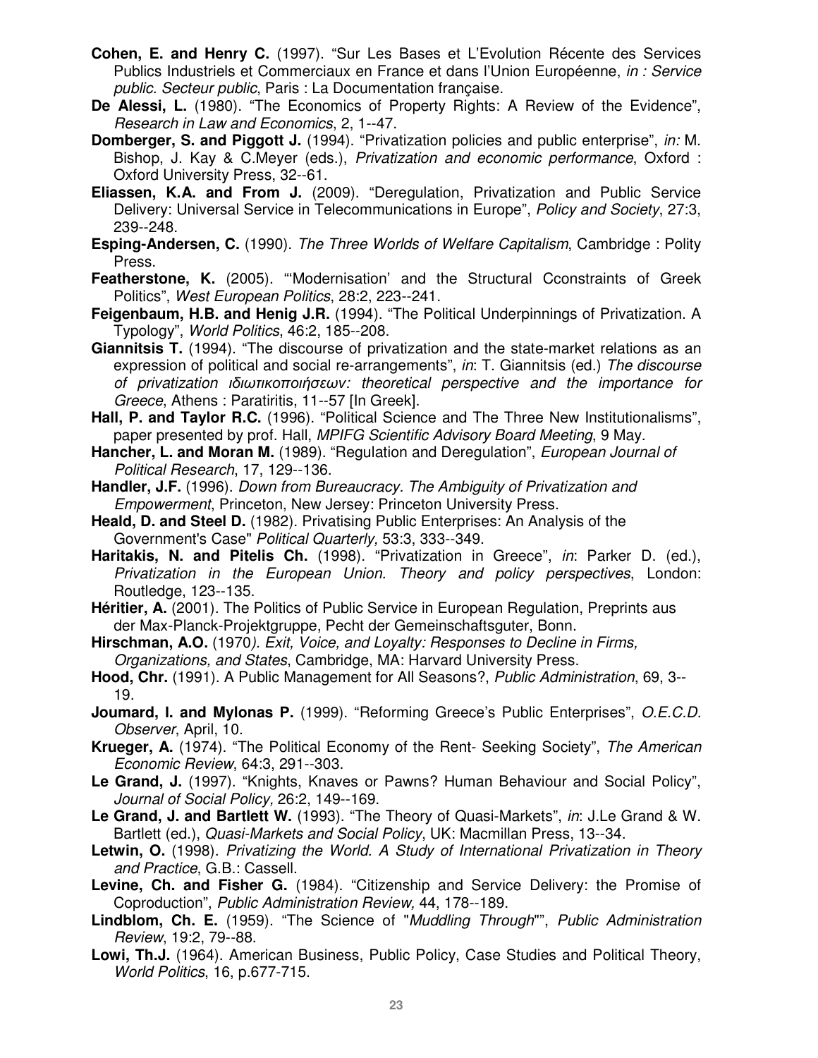**Cohen, E. and Henry C.** (1997). "Sur Les Bases et L'Evolution Récente des Services Publics Industriels et Commerciaux en France et dans l'Union Européenne, *in : Service public. Secteur public*, Paris : La Documentation française.

**De Alessi, L.** (1980). "The Economics of Property Rights: A Review of the Evidence", *Research in Law and Economics*, 2, 1--47.

**Domberger, S. and Piggott J.** (1994). "Privatization policies and public enterprise", *in:* M. Bishop, J. Kay & C.Meyer (eds.), *Privatization and economic performance*, Oxford : Oxford University Press, 32--61.

**Eliassen, K.A. and From J.** (2009). "Deregulation, Privatization and Public Service Delivery: Universal Service in Telecommunications in Europe", *Policy and Society*, 27:3, 239--248.

**Esping-Andersen, C.** (1990). *The Three Worlds of Welfare Capitalism*, Cambridge : Polity Press.

**Featherstone, K.** (2005). "'Modernisation' and the Structural Cconstraints of Greek Politics", *West European Politics*, 28:2, 223--241.

**Feigenbaum, H.B. and Henig J.R.** (1994). "The Political Underpinnings of Privatization. A Typology", *World Politics*, 46:2, 185--208.

**Giannitsis T.** (1994). "The discourse of privatization and the state-market relations as an expression of political and social re-arrangements", *in*: T. Giannitsis (ed.) *The discourse of privatization ιδιωτικοποιήσεων: theoretical perspective and the importance for Greece*, Athens : Paratiritis, 11--57 [In Greek].

**Hall, P. and Taylor R.C.** (1996). "Political Science and The Three New Institutionalisms", paper presented by prof. Hall, *MPIFG Scientific Advisory Board Meeting*, 9 May.

**Hancher, L. and Moran M.** (1989). "Regulation and Deregulation", *European Journal of Political Research*, 17, 129--136.

**Handler, J.F.** (1996). *Down from Bureaucracy. The Ambiguity of Privatization and Empowerment*, Princeton, New Jersey: Princeton University Press.

**Heald, D. and Steel D.** (1982). Privatising Public Enterprises: An Analysis of the Government's Case" *Political Quarterly,* 53:3, 333--349.

**Haritakis, N. and Pitelis Ch.** (1998). "Privatization in Greece", *in*: Parker D. (ed.), *Privatization in the European Union. Theory and policy perspectives*, London: Routledge, 123--135.

**Héritier, A.** (2001). The Politics of Public Service in European Regulation, Preprints aus der Max-Planck-Projektgruppe, Pecht der Gemeinschaftsguter, Bonn.

**Hirschman, A.O.** (1970*). Exit, Voice, and Loyalty: Responses to Decline in Firms, Organizations, and States*, Cambridge, MA: Harvard University Press.

**Hood, Chr.** (1991). A Public Management for All Seasons?, *Public Administration*, 69, 3--19.

**Joumard, I. and Mylonas P.** (1999). "Reforming Greece's Public Enterprises", *O.E.C.D. Observer*, April, 10.

**Krueger, A.** (1974). "The Political Economy of the Rent- Seeking Society", *The American Economic Review*, 64:3, 291--303.

**Le Grand, J.** (1997). "Knights, Knaves or Pawns? Human Behaviour and Social Policy", *Journal of Social Policy,* 26:2, 149--169.

**Le Grand, J. and Bartlett W.** (1993). "The Theory of Quasi-Markets", *in*: J.Le Grand & W. Bartlett (ed.), *Quasi-Markets and Social Policy*, UK: Macmillan Press, 13--34.

**Letwin, O.** (1998). *Privatizing the World. A Study of International Privatization in Theory and Practice*, G.B.: Cassell.

**Levine, Ch. and Fisher G.** (1984). "Citizenship and Service Delivery: the Promise of Coproduction", *Public Administration Review,* 44, 178--189.

**Lindblom, Ch. E.** (1959). "The Science of "*Muddling Through*"", *Public Administration Review*, 19:2, 79--88.

**Lowi, Th.J.** (1964). American Business, Public Policy, Case Studies and Political Theory, *World Politics*, 16, p.677-715.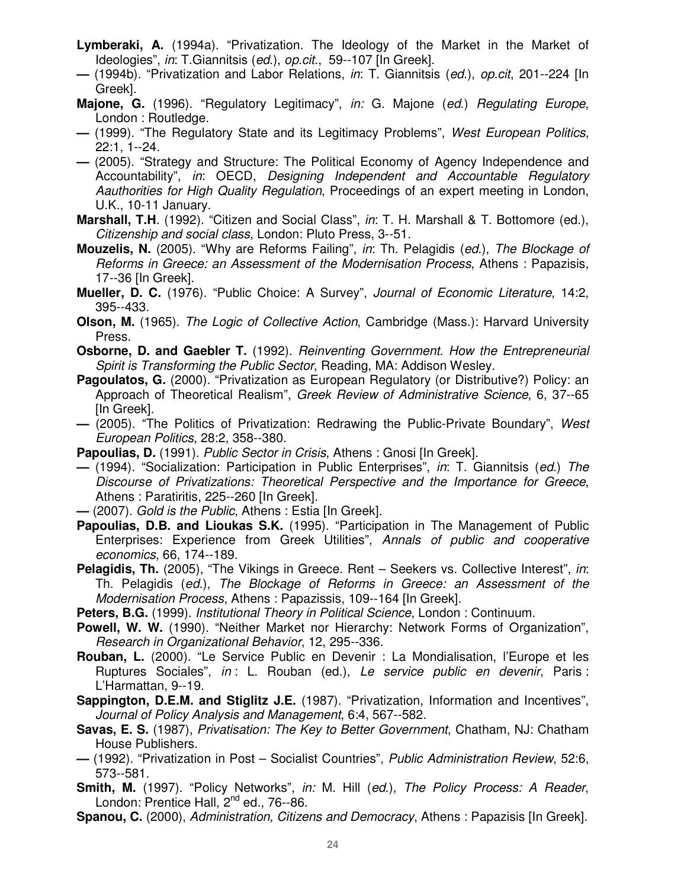**Lymberaki, A.** (1994a). "Privatization. The Ideology of the Market in the Market of Ideologies", *in*: T.Giannitsis (*ed.*), *op.cit.*, 59--107 [In Greek].

**—** (1994b). "Privatization and Labor Relations, *in*: T. Giannitsis (*ed.*), *op.cit*, 201--224 [In Greek].

**Majone, G.** (1996). "Regulatory Legitimacy", *in:* G. Majone (*ed.*) *Regulating Europe*, London : Routledge.

**—** (1999). "The Regulatory State and its Legitimacy Problems", *West European Politics*, 22:1, 1--24.

**—** (2005). "Strategy and Structure: The Political Economy of Agency Independence and Accountability", *in*: OECD, *Designing Independent and Accountable Regulatory Aauthorities for High Quality Regulation*, Proceedings of an expert meeting in London, U.K., 10-11 January.

**Marshall, T.H**. (1992). "Citizen and Social Class", *in*: T. H. Marshall & T. Bottomore (ed.), *Citizenship and social class*, London: Pluto Press, 3--51.

**Mouzelis, N.** (2005). "Why are Reforms Failing", *in*: Th. Pelagidis (*ed.*), *The Blockage of Reforms in Greece: an Assessment of the Modernisation Process*, Athens : Papazisis, 17--36 [In Greek].

**Mueller, D. C.** (1976). "Public Choice: A Survey", *Journal of Economic Literature*, 14:2, 395--433.

**Olson, M.** (1965). *The Logic of Collective Action*, Cambridge (Mass.): Harvard University Press.

**Osborne, D. and Gaebler T.** (1992). *Reinventing Government. How the Entrepreneurial Spirit is Transforming the Public Sector*, Reading, MA: Addison Wesley.

**Pagoulatos, G.** (2000). "Privatization as European Regulatory (or Distributive?) Policy: an Approach of Theoretical Realism", *Greek Review of Administrative Science*, 6, 37--65 [In Greek].

**—** (2005). "The Politics of Privatization: Redrawing the Public-Private Boundary", *West European Politics*, 28:2, 358--380.

**Papoulias, D.** (1991). *Public Sector in Crisis*, Athens : Gnosi [In Greek].

**—** (1994). "Socialization: Participation in Public Enterprises", *in*: T. Giannitsis (*ed.*) *The Discourse of Privatizations: Theoretical Perspective and the Importance for Greece*, Athens : Paratiritis, 225--260 [In Greek].

**—** (2007). *Gold is the Public*, Athens : Estia [In Greek].

**Papoulias, D.B. and Lioukas S.K.** (1995). "Participation in The Management of Public Enterprises: Experience from Greek Utilities", *Annals of public and cooperative economics*, 66, 174--189.

**Pelagidis, Th.** (2005), "The Vikings in Greece. Rent – Seekers vs. Collective Interest", *in*: Th. Pelagidis (*ed.*), *The Blockage of Reforms in Greece: an Assessment of the Modernisation Process*, Athens : Papazissis, 109--164 [In Greek].

**Peters, B.G.** (1999). *Institutional Theory in Political Science*, London : Continuum.

**Powell, W. W.** (1990). "Neither Market nor Hierarchy: Network Forms of Organization", *Research in Organizational Behavior*, 12, 295--336.

**Rouban, L.** (2000). "Le Service Public en Devenir : La Mondialisation, l'Europe et les Ruptures Sociales", *in* : L. Rouban (ed.), *Le service public en devenir*, Paris : L'Harmattan, 9--19.

**Sappington, D.E.M. and Stiglitz J.E.** (1987). "Privatization, Information and Incentives", *Journal of Policy Analysis and Management*, 6:4, 567--582.

**Savas, E. S.** (1987), *Privatisation: The Key to Better Government*, Chatham, NJ: Chatham House Publishers.

**—** (1992). "Privatization in Post – Socialist Countries", *Public Administration Review*, 52:6, 573--581.

**Smith, M.** (1997). "Policy Networks", *in:* M. Hill (*ed.*), *The Policy Process: A Reader*, London: Prentice Hall, 2nd ed., 76--86.

**Spanou, C.** (2000), *Administration, Citizens and Democracy*, Athens : Papazisis [In Greek].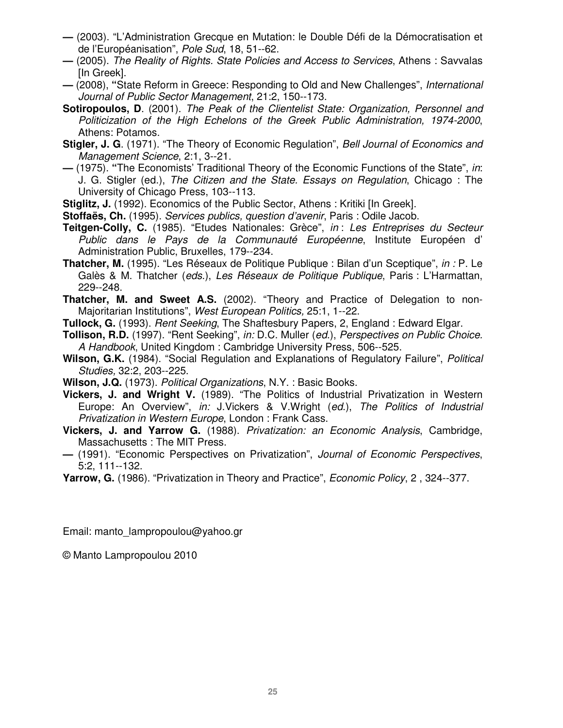— (2003). "L'Administration Grecque en Mutation: le Double Défi de la Démocratisation et de l'Européanisation", *Pole Sud*, 18, 51--62.

— (2005). *The Reality of Rights. State Policies and Access to Services*, Athens : Savvalas [In Greek].

— (2008), "State Reform in Greece: Responding to Old and New Challenges", *International Journal of Public Sector Management*, 21:2, 150--173.

**Sotiropoulos, D**. (2001). *The Peak of the Clientelist State: Organization, Personnel and Politicization of the High Echelons of the Greek Public Administration, 1974-2000*, Athens: Potamos.

**Stigler, J. G**. (1971). "The Theory of Economic Regulation", *Bell Journal of Economics and Management Science*, 2:1, 3--21.

— (1975). "The Economists' Traditional Theory of the Economic Functions of the State", *in*: J. G. Stigler (ed.), *The Citizen and the State. Essays on Regulation*, Chicago : The University of Chicago Press, 103--113.

**Stiglitz, J.** (1992). Economics of the Public Sector, Athens : Kritiki [In Greek].

**Stoffaës, Ch.** (1995). *Services publics, question d'avenir*, Paris : Odile Jacob.

**Teitgen-Colly, C.** (1985). "Etudes Nationales: Grèce", *in* : *Les Entreprises du Secteur Public dans le Pays de la Communauté Européenne*, Institute Européen d' Administration Public, Bruxelles, 179--234.

**Thatcher, M.** (1995). "Les Réseaux de Politique Publique : Bilan d'un Sceptique", *in :* P. Le Galès & M. Thatcher (*eds.*), *Les Réseaux de Politique Publique*, Paris : L'Harmattan, 229--248.

**Thatcher, M. and Sweet A.S.** (2002). "Theory and Practice of Delegation to non-Majoritarian Institutions", *West European Politics,* 25:1, 1--22.

**Tullock, G.** (1993). *Rent Seeking*, The Shaftesbury Papers, 2, England : Edward Elgar.

**Tollison, R.D.** (1997). "Rent Seeking", *in:* D.C. Muller (*ed.*), *Perspectives on Public Choice. A Handbook*, United Kingdom : Cambridge University Press, 506--525.

**Wilson, G.K.** (1984). "Social Regulation and Explanations of Regulatory Failure", *Political Studies,* 32:2, 203--225.

**Wilson, J.Q.** (1973). *Political Organizations*, N.Y. : Basic Books.

**Vickers, J. and Wright V.** (1989). "The Politics of Industrial Privatization in Western Europe: An Overview", *in:* J.Vickers & V.Wright (*ed.*), *The Politics of Industrial Privatization in Western Europe*, London : Frank Cass.

**Vickers, J. and Yarrow G.** (1988). *Privatization: an Economic Analysis*, Cambridge, Massachusetts : The MIT Press.

— (1991). "Economic Perspectives on Privatization", *Journal of Economic Perspectives*, 5:2, 111--132.

**Yarrow, G.** (1986). "Privatization in Theory and Practice", *Economic Policy*, 2 , 324--377.

Email: manto_lampropoulou@yahoo.gr

© Manto Lampropoulou 2010